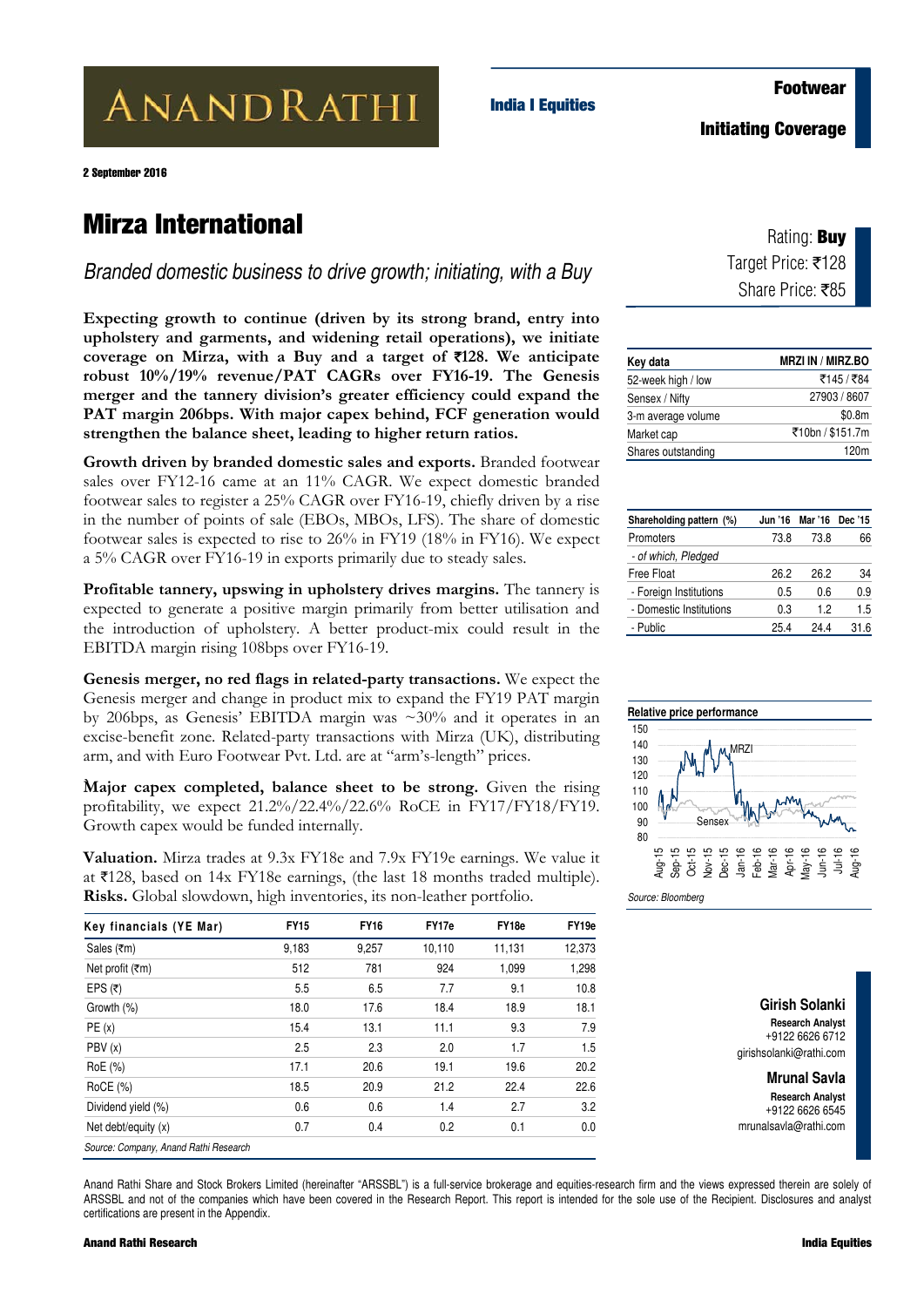ANANDRATHI

India I Equities

**Footwear**

**Initiating Coverage**

2 September 2016

# Mirza International

*Branded domestic business to drive growth; initiating, with a Buy*

Rating: **Buy**
Target Price: ₹128
Share Price: ₹85

**Expecting growth to continue (driven by its strong brand, entry into upholstery and garments, and widening retail operations), we initiate coverage on Mirza, with a Buy and a target of ₹128. We anticipate robust 10%/19% revenue/PAT CAGRs over FY16-19. The Genesis merger and the tannery division's greater efficiency could expand the PAT margin 206bps. With major capex behind, FCF generation would strengthen the balance sheet, leading to higher return ratios.**

**Growth driven by branded domestic sales and exports.** Branded footwear sales over FY12-16 came at an 11% CAGR. We expect domestic branded footwear sales to register a 25% CAGR over FY16-19, chiefly driven by a rise in the number of points of sale (EBOs, MBOs, LFS). The share of domestic footwear sales is expected to rise to 26% in FY19 (18% in FY16). We expect a 5% CAGR over FY16-19 in exports primarily due to steady sales.

**Profitable tannery, upswing in upholstery drives margins.** The tannery is expected to generate a positive margin primarily from better utilisation and the introduction of upholstery. A better product-mix could result in the EBITDA margin rising 108bps over FY16-19.

**Genesis merger, no red flags in related-party transactions.** We expect the Genesis merger and change in product mix to expand the FY19 PAT margin by 206bps, as Genesis' EBITDA margin was ~30% and it operates in an excise-benefit zone. Related-party transactions with Mirza (UK), distributing arm, and with Euro Footwear Pvt. Ltd. are at "arm's-length" prices.

**Major capex completed, balance sheet to be strong.** Given the rising profitability, we expect 21.2%/22.4%/22.6% RoCE in FY17/FY18/FY19. Growth capex would be funded internally.

**Valuation.** Mirza trades at 9.3x FY18e and 7.9x FY19e earnings. We value it at ₹128, based on 14x FY18e earnings, (the last 18 months traded multiple). **Risks.** Global slowdown, high inventories, its non-leather portfolio.

| Key financials (YE Mar) | FY15 | FY16 | FY17e | FY18e | FY19e |
|---|---|---|---|---|---|
| Sales (₹m) | 9,183 | 9,257 | 10,110 | 11,131 | 12,373 |
| Net profit (₹m) | 512 | 781 | 924 | 1,099 | 1,298 |
| EPS (₹) | 5.5 | 6.5 | 7.7 | 9.1 | 10.8 |
| Growth (%) | 18.0 | 17.6 | 18.4 | 18.9 | 18.1 |
| PE (x) | 15.4 | 13.1 | 11.1 | 9.3 | 7.9 |
| PBV (x) | 2.5 | 2.3 | 2.0 | 1.7 | 1.5 |
| RoE (%) | 17.1 | 20.6 | 19.1 | 19.6 | 20.2 |
| RoCE (%) | 18.5 | 20.9 | 21.2 | 22.4 | 22.6 |
| Dividend yield (%) | 0.6 | 0.6 | 1.4 | 2.7 | 3.2 |
| Net debt/equity (x) | 0.7 | 0.4 | 0.2 | 0.1 | 0.0 |

*Source: Company, Anand Rathi Research*

| Key data | MRZI IN / MIRZ.BO |
|---|---|
| 52-week high / low | ₹145 / ₹84 |
| Sensex / Nifty | 27903 / 8607 |
| 3-m average volume | $0.8m |
| Market cap | ₹10bn / $151.7m |
| Shares outstanding | 120m |

| Shareholding pattern (%) | Jun '16 | Mar '16 | Dec '15 |
|---|---|---|---|
| Promoters | 73.8 | 73.8 | 66 |
| - of which, Pledged | | | |
| Free Float | 26.2 | 26.2 | 34 |
| - Foreign Institutions | 0.5 | 0.6 | 0.9 |
| - Domestic Institutions | 0.3 | 1.2 | 1.5 |
| - Public | 25.4 | 24.4 | 31.6 |

**Relative price performance**

*Source: Bloomberg*

**Girish Solanki**
Research Analyst
+9122 6626 6712
girishsolanki@rathi.com

**Mrunal Savla**
Research Analyst
+9122 6626 6545
mrunalsavla@rathi.com

Anand Rathi Share and Stock Brokers Limited (hereinafter "ARSSBL") is a full-service brokerage and equities-research firm and the views expressed therein are solely of ARSSBL and not of the companies which have been covered in the Research Report. This report is intended for the sole use of the Recipient. Disclosures and analyst certifications are present in the Appendix.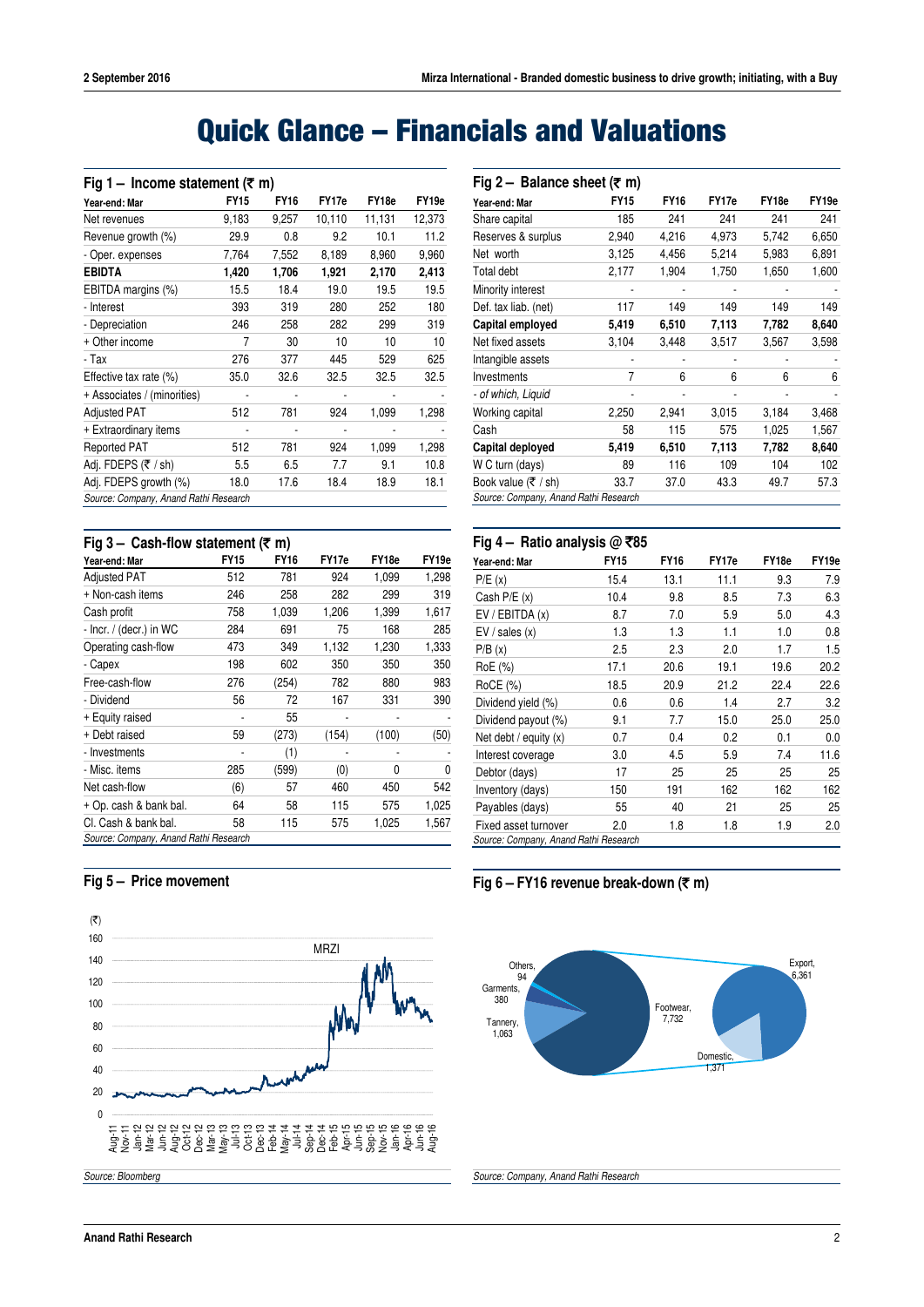# Quick Glance – Financials and Valuations

### Fig 1 – Income statement (₹ m)

| Year-end: Mar | FY15 | FY16 | FY17e | FY18e | FY19e |
|---|---|---|---|---|---|
| Net revenues | 9,183 | 9,257 | 10,110 | 11,131 | 12,373 |
| Revenue growth (%) | 29.9 | 0.8 | 9.2 | 10.1 | 11.2 |
| - Oper. expenses | 7,764 | 7,552 | 8,189 | 8,960 | 9,960 |
| **EBIDTA** | **1,420** | **1,706** | **1,921** | **2,170** | **2,413** |
| EBITDA margins (%) | 15.5 | 18.4 | 19.0 | 19.5 | 19.5 |
| - Interest | 393 | 319 | 280 | 252 | 180 |
| - Depreciation | 246 | 258 | 282 | 299 | 319 |
| + Other income | 7 | 30 | 10 | 10 | 10 |
| - Tax | 276 | 377 | 445 | 529 | 625 |
| Effective tax rate (%) | 35.0 | 32.6 | 32.5 | 32.5 | 32.5 |
| + Associates / (minorities) | - | - | - | - | - |
| Adjusted PAT | 512 | 781 | 924 | 1,099 | 1,298 |
| + Extraordinary items | - | - | - | - | - |
| Reported PAT | 512 | 781 | 924 | 1,099 | 1,298 |
| Adj. FDEPS (₹ / sh) | 5.5 | 6.5 | 7.7 | 9.1 | 10.8 |
| Adj. FDEPS growth (%) | 18.0 | 17.6 | 18.4 | 18.9 | 18.1 |

*Source: Company, Anand Rathi Research*

### Fig 2 – Balance sheet (₹ m)

| Year-end: Mar | FY15 | FY16 | FY17e | FY18e | FY19e |
|---|---|---|---|---|---|
| Share capital | 185 | 241 | 241 | 241 | 241 |
| Reserves & surplus | 2,940 | 4,216 | 4,973 | 5,742 | 6,650 |
| Net worth | 3,125 | 4,456 | 5,214 | 5,983 | 6,891 |
| Total debt | 2,177 | 1,904 | 1,750 | 1,650 | 1,600 |
| Minority interest | - | - | - | - | - |
| Def. tax liab. (net) | 117 | 149 | 149 | 149 | 149 |
| **Capital employed** | **5,419** | **6,510** | **7,113** | **7,782** | **8,640** |
| Net fixed assets | 3,104 | 3,448 | 3,517 | 3,567 | 3,598 |
| Intangible assets | - | - | - | - | - |
| Investments | 7 | 6 | 6 | 6 | 6 |
| *- of which, Liquid* | - | - | - | - | - |
| Working capital | 2,250 | 2,941 | 3,015 | 3,184 | 3,468 |
| Cash | 58 | 115 | 575 | 1,025 | 1,567 |
| **Capital deployed** | **5,419** | **6,510** | **7,113** | **7,782** | **8,640** |
| W C turn (days) | 89 | 116 | 109 | 104 | 102 |
| Book value (₹ / sh) | 33.7 | 37.0 | 43.3 | 49.7 | 57.3 |

*Source: Company, Anand Rathi Research*

### Fig 3 – Cash-flow statement (₹ m)

| Year-end: Mar | FY15 | FY16 | FY17e | FY18e | FY19e |
|---|---|---|---|---|---|
| Adjusted PAT | 512 | 781 | 924 | 1,099 | 1,298 |
| + Non-cash items | 246 | 258 | 282 | 299 | 319 |
| Cash profit | 758 | 1,039 | 1,206 | 1,399 | 1,617 |
| - Incr. / (decr.) in WC | 284 | 691 | 75 | 168 | 285 |
| Operating cash-flow | 473 | 349 | 1,132 | 1,230 | 1,333 |
| - Capex | 198 | 602 | 350 | 350 | 350 |
| Free-cash-flow | 276 | (254) | 782 | 880 | 983 |
| - Dividend | 56 | 72 | 167 | 331 | 390 |
| + Equity raised | - | 55 | - | - | - |
| + Debt raised | 59 | (273) | (154) | (100) | (50) |
| - Investments | - | (1) | - | - | - |
| - Misc. items | 285 | (599) | (0) | 0 | 0 |
| Net cash-flow | (6) | 57 | 460 | 450 | 542 |
| + Op. cash & bank bal. | 64 | 58 | 115 | 575 | 1,025 |
| Cl. Cash & bank bal. | 58 | 115 | 575 | 1,025 | 1,567 |

*Source: Company, Anand Rathi Research*

### Fig 4 – Ratio analysis @ ₹85

| Year-end: Mar | FY15 | FY16 | FY17e | FY18e | FY19e |
|---|---|---|---|---|---|
| P/E (x) | 15.4 | 13.1 | 11.1 | 9.3 | 7.9 |
| Cash P/E (x) | 10.4 | 9.8 | 8.5 | 7.3 | 6.3 |
| EV / EBITDA (x) | 8.7 | 7.0 | 5.9 | 5.0 | 4.3 |
| EV / sales (x) | 1.3 | 1.3 | 1.1 | 1.0 | 0.8 |
| P/B (x) | 2.5 | 2.3 | 2.0 | 1.7 | 1.5 |
| RoE (%) | 17.1 | 20.6 | 19.1 | 19.6 | 20.2 |
| RoCE (%) | 18.5 | 20.9 | 21.2 | 22.4 | 22.6 |
| Dividend yield (%) | 0.6 | 0.6 | 1.4 | 2.7 | 3.2 |
| Dividend payout (%) | 9.1 | 7.7 | 15.0 | 25.0 | 25.0 |
| Net debt / equity (x) | 0.7 | 0.4 | 0.2 | 0.1 | 0.0 |
| Interest coverage | 3.0 | 4.5 | 5.9 | 7.4 | 11.6 |
| Debtor (days) | 17 | 25 | 25 | 25 | 25 |
| Inventory (days) | 150 | 191 | 162 | 162 | 162 |
| Payables (days) | 55 | 40 | 21 | 25 | 25 |
| Fixed asset turnover | 2.0 | 1.8 | 1.8 | 1.9 | 2.0 |

*Source: Company, Anand Rathi Research*

### Fig 5 – Price movement

*Source: Bloomberg*

### Fig 6 – FY16 revenue break-down (₹ m)

*Source: Company, Anand Rathi Research*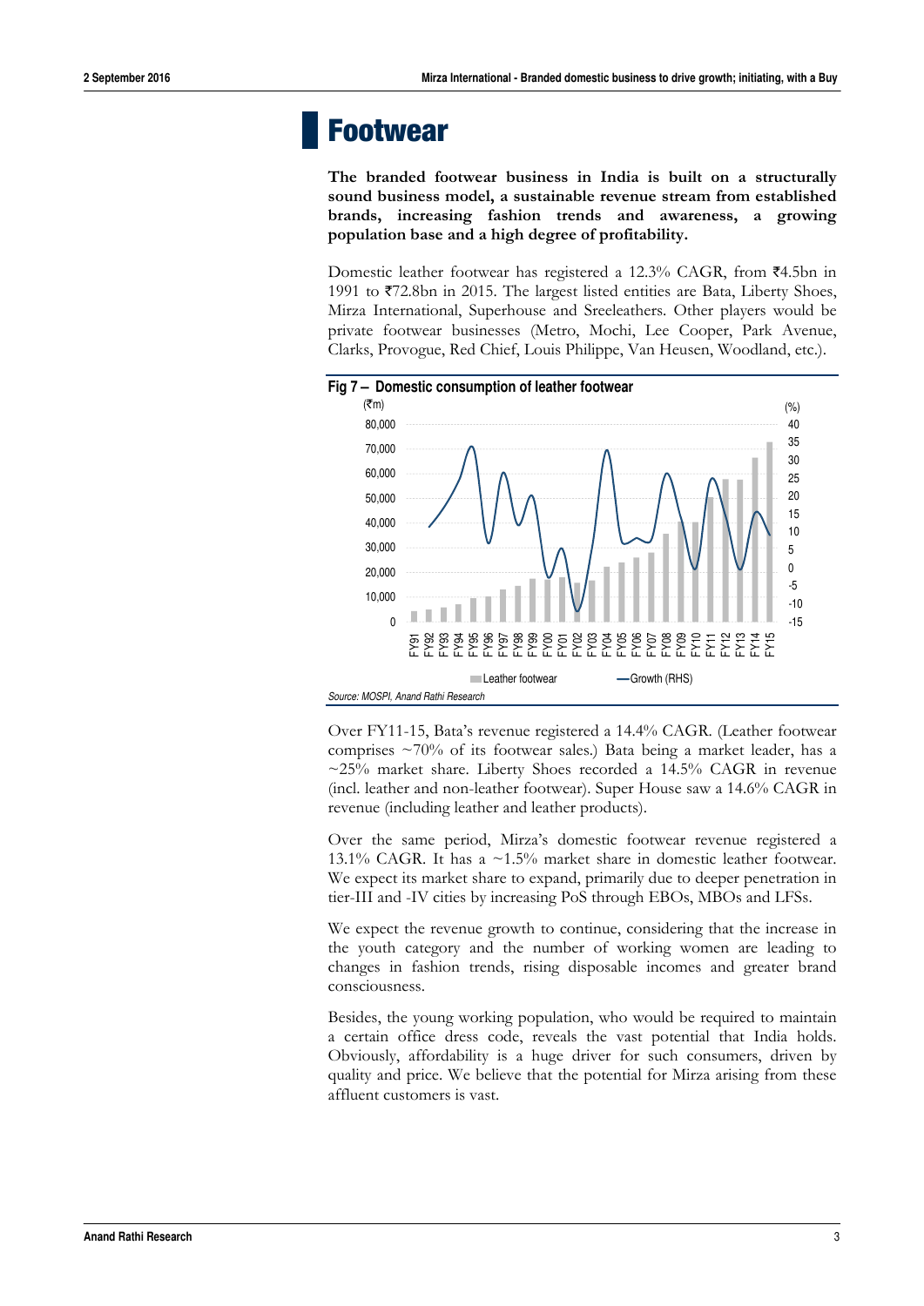# Footwear

**The branded footwear business in India is built on a structurally sound business model, a sustainable revenue stream from established brands, increasing fashion trends and awareness, a growing population base and a high degree of profitability.**

Domestic leather footwear has registered a 12.3% CAGR, from ₹4.5bn in 1991 to ₹72.8bn in 2015. The largest listed entities are Bata, Liberty Shoes, Mirza International, Superhouse and Sreeleathers. Other players would be private footwear businesses (Metro, Mochi, Lee Cooper, Park Avenue, Clarks, Provogue, Red Chief, Louis Philippe, Van Heusen, Woodland, etc.).

**Fig 7 – Domestic consumption of leather footwear**

Source: MOSPI, Anand Rathi Research

Over FY11-15, Bata's revenue registered a 14.4% CAGR. (Leather footwear comprises ~70% of its footwear sales.) Bata being a market leader, has a ~25% market share. Liberty Shoes recorded a 14.5% CAGR in revenue (incl. leather and non-leather footwear). Super House saw a 14.6% CAGR in revenue (including leather and leather products).

Over the same period, Mirza's domestic footwear revenue registered a 13.1% CAGR. It has a ~1.5% market share in domestic leather footwear. We expect its market share to expand, primarily due to deeper penetration in tier-III and -IV cities by increasing PoS through EBOs, MBOs and LFSs.

We expect the revenue growth to continue, considering that the increase in the youth category and the number of working women are leading to changes in fashion trends, rising disposable incomes and greater brand consciousness.

Besides, the young working population, who would be required to maintain a certain office dress code, reveals the vast potential that India holds. Obviously, affordability is a huge driver for such consumers, driven by quality and price. We believe that the potential for Mirza arising from these affluent customers is vast.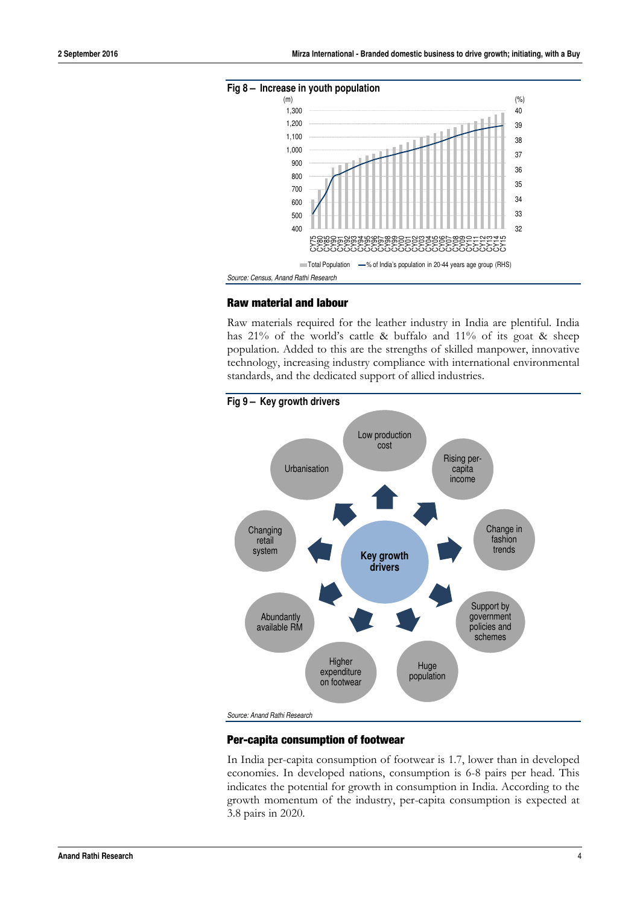**Fig 8 – Increase in youth population**

Source: Census, Anand Rathi Research

### Raw material and labour

Raw materials required for the leather industry in India are plentiful. India has 21% of the world's cattle & buffalo and 11% of its goat & sheep population. Added to this are the strengths of skilled manpower, innovative technology, increasing industry compliance with international environmental standards, and the dedicated support of allied industries.

**Fig 9 – Key growth drivers**

Source: Anand Rathi Research

### Per-capita consumption of footwear

In India per-capita consumption of footwear is 1.7, lower than in developed economies. In developed nations, consumption is 6-8 pairs per head. This indicates the potential for growth in consumption in India. According to the growth momentum of the industry, per-capita consumption is expected at 3.8 pairs in 2020.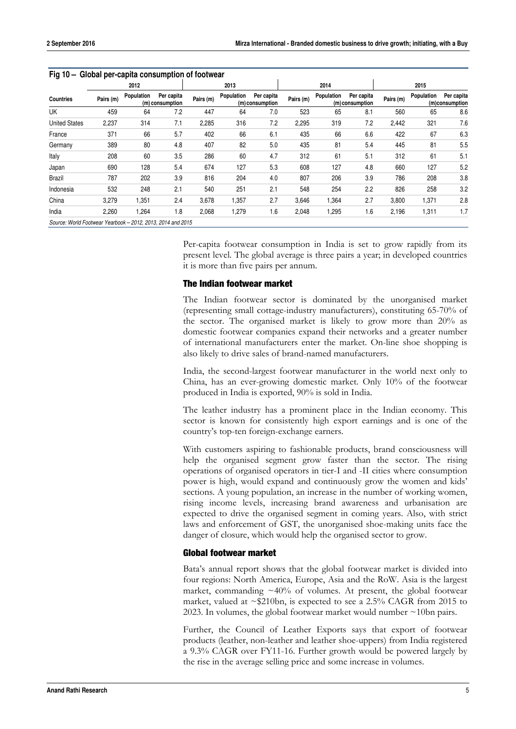**Fig 10 – Global per-capita consumption of footwear**

| Countries | 2012 | | | 2013 | | | 2014 | | | 2015 | | |
|---|---|---|---|---|---|---|---|---|---|---|---|---|
| | Pairs (m) | Population (m) | Per capita consumption | Pairs (m) | Population (m) | Per capita consumption | Pairs (m) | Population (m) | Per capita consumption | Pairs (m) | Population (m) | Per capita consumption |
| UK | 459 | 64 | 7.2 | 447 | 64 | 7.0 | 523 | 65 | 8.1 | 560 | 65 | 8.6 |
| United States | 2,237 | 314 | 7.1 | 2,285 | 316 | 7.2 | 2,295 | 319 | 7.2 | 2,442 | 321 | 7.6 |
| France | 371 | 66 | 5.7 | 402 | 66 | 6.1 | 435 | 66 | 6.6 | 422 | 67 | 6.3 |
| Germany | 389 | 80 | 4.8 | 407 | 82 | 5.0 | 435 | 81 | 5.4 | 445 | 81 | 5.5 |
| Italy | 208 | 60 | 3.5 | 286 | 60 | 4.7 | 312 | 61 | 5.1 | 312 | 61 | 5.1 |
| Japan | 690 | 128 | 5.4 | 674 | 127 | 5.3 | 608 | 127 | 4.8 | 660 | 127 | 5.2 |
| Brazil | 787 | 202 | 3.9 | 816 | 204 | 4.0 | 807 | 206 | 3.9 | 786 | 208 | 3.8 |
| Indonesia | 532 | 248 | 2.1 | 540 | 251 | 2.1 | 548 | 254 | 2.2 | 826 | 258 | 3.2 |
| China | 3,279 | 1,351 | 2.4 | 3,678 | 1,357 | 2.7 | 3,646 | 1,364 | 2.7 | 3,800 | 1,371 | 2.8 |
| India | 2,260 | 1,264 | 1.8 | 2,068 | 1,279 | 1.6 | 2,048 | 1,295 | 1.6 | 2,196 | 1,311 | 1.7 |

*Source: World Footwear Yearbook – 2012, 2013, 2014 and 2015*

Per-capita footwear consumption in India is set to grow rapidly from its present level. The global average is three pairs a year; in developed countries it is more than five pairs per annum.

### The Indian footwear market

The Indian footwear sector is dominated by the unorganised market (representing small cottage-industry manufacturers), constituting 65-70% of the sector. The organised market is likely to grow more than 20% as domestic footwear companies expand their networks and a greater number of international manufacturers enter the market. On-line shoe shopping is also likely to drive sales of brand-named manufacturers.

India, the second-largest footwear manufacturer in the world next only to China, has an ever-growing domestic market. Only 10% of the footwear produced in India is exported, 90% is sold in India.

The leather industry has a prominent place in the Indian economy. This sector is known for consistently high export earnings and is one of the country's top-ten foreign-exchange earners.

With customers aspiring to fashionable products, brand consciousness will help the organised segment grow faster than the sector. The rising operations of organised operators in tier-I and -II cities where consumption power is high, would expand and continuously grow the women and kids' sections. A young population, an increase in the number of working women, rising income levels, increasing brand awareness and urbanisation are expected to drive the organised segment in coming years. Also, with strict laws and enforcement of GST, the unorganised shoe-making units face the danger of closure, which would help the organised sector to grow.

### Global footwear market

Bata's annual report shows that the global footwear market is divided into four regions: North America, Europe, Asia and the RoW. Asia is the largest market, commanding ~40% of volumes. At present, the global footwear market, valued at ~$210bn, is expected to see a 2.5% CAGR from 2015 to 2023. In volumes, the global footwear market would number ~10bn pairs.

Further, the Council of Leather Exports says that export of footwear products (leather, non-leather and leather shoe-uppers) from India registered a 9.3% CAGR over FY11-16. Further growth would be powered largely by the rise in the average selling price and some increase in volumes.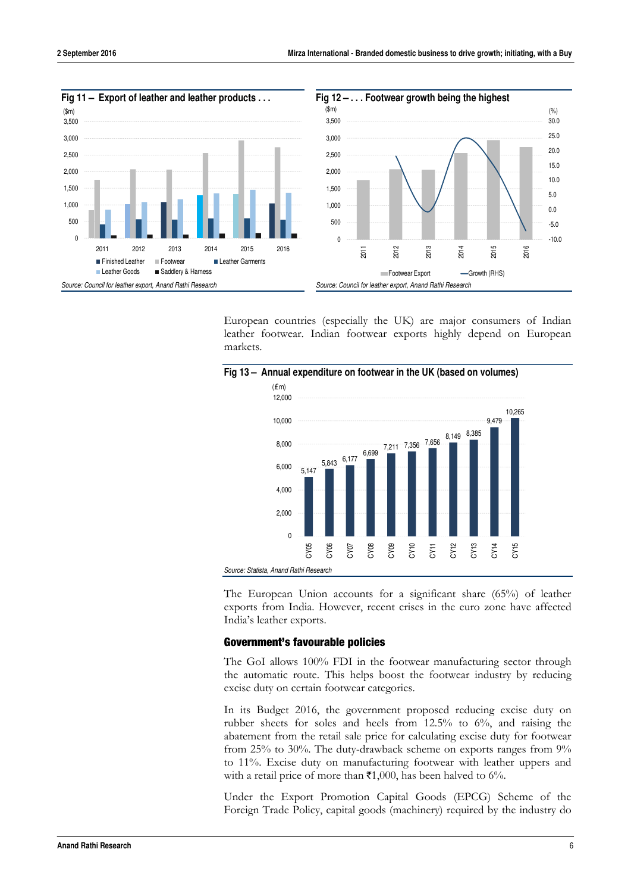**Fig 11 – Export of leather and leather products . . .**

Source: Council for leather export, Anand Rathi Research

**Fig 12 – . . . Footwear growth being the highest**

Source: Council for leather export, Anand Rathi Research

European countries (especially the UK) are major consumers of Indian leather footwear. Indian footwear exports highly depend on European markets.

**Fig 13 – Annual expenditure on footwear in the UK (based on volumes)**

| (£m) | CY05 | CY06 | CY07 | CY08 | CY09 | CY10 | CY11 | CY12 | CY13 | CY14 | CY15 |
|---|---|---|---|---|---|---|---|---|---|---|---|
| Expenditure | 5,147 | 5,843 | 6,177 | 6,699 | 7,211 | 7,356 | 7,656 | 8,149 | 8,385 | 9,479 | 10,265 |

Source: Statista, Anand Rathi Research

The European Union accounts for a significant share (65%) of leather exports from India. However, recent crises in the euro zone have affected India's leather exports.

### Government's favourable policies

The GoI allows 100% FDI in the footwear manufacturing sector through the automatic route. This helps boost the footwear industry by reducing excise duty on certain footwear categories.

In its Budget 2016, the government proposed reducing excise duty on rubber sheets for soles and heels from 12.5% to 6%, and raising the abatement from the retail sale price for calculating excise duty for footwear from 25% to 30%. The duty-drawback scheme on exports ranges from 9% to 11%. Excise duty on manufacturing footwear with leather uppers and with a retail price of more than ₹1,000, has been halved to 6%.

Under the Export Promotion Capital Goods (EPCG) Scheme of the Foreign Trade Policy, capital goods (machinery) required by the industry do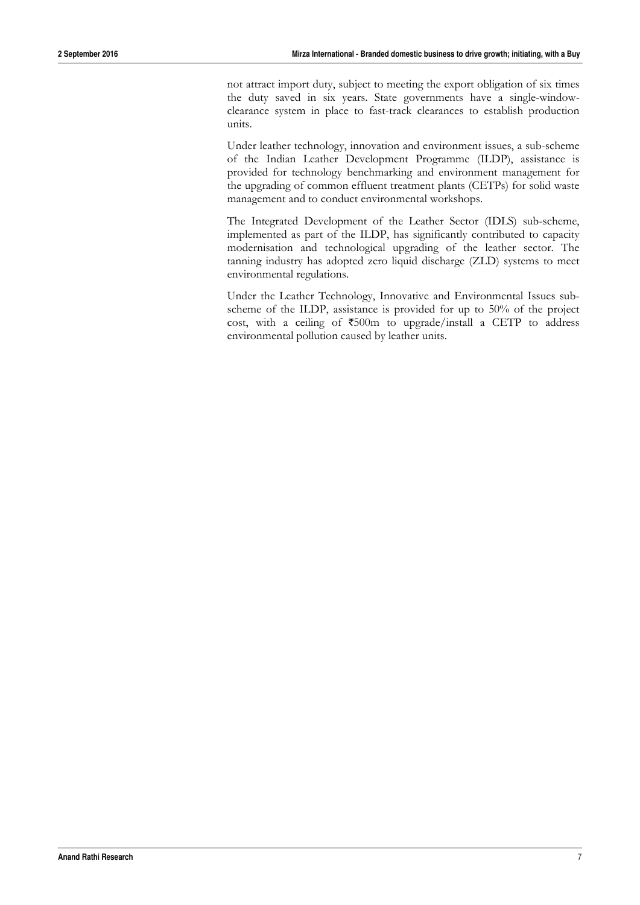not attract import duty, subject to meeting the export obligation of six times the duty saved in six years. State governments have a single-window-clearance system in place to fast-track clearances to establish production units.

Under leather technology, innovation and environment issues, a sub-scheme of the Indian Leather Development Programme (ILDP), assistance is provided for technology benchmarking and environment management for the upgrading of common effluent treatment plants (CETPs) for solid waste management and to conduct environmental workshops.

The Integrated Development of the Leather Sector (IDLS) sub-scheme, implemented as part of the ILDP, has significantly contributed to capacity modernisation and technological upgrading of the leather sector. The tanning industry has adopted zero liquid discharge (ZLD) systems to meet environmental regulations.

Under the Leather Technology, Innovative and Environmental Issues sub-scheme of the ILDP, assistance is provided for up to 50% of the project cost, with a ceiling of ₹500m to upgrade/install a CETP to address environmental pollution caused by leather units.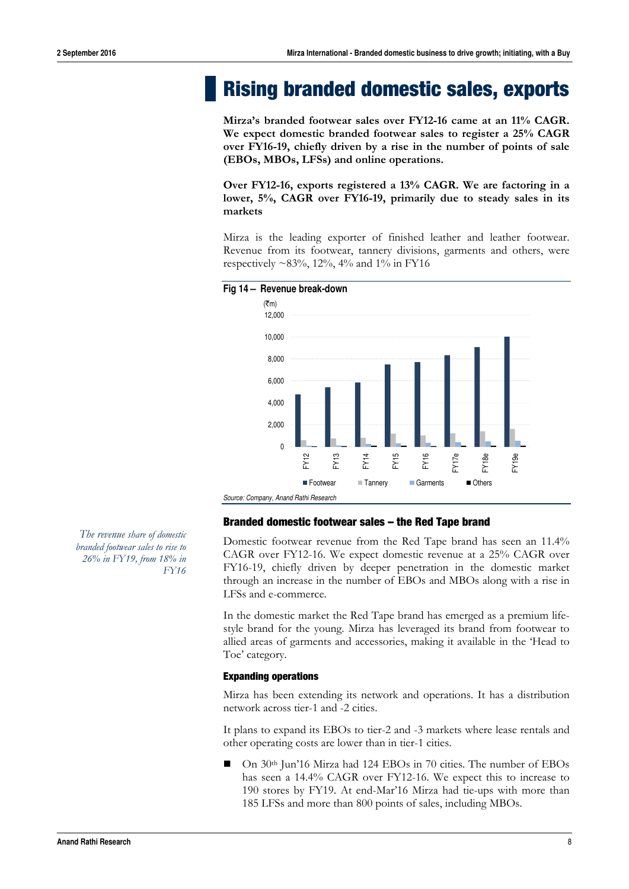# Rising branded domestic sales, exports

**Mirza's branded footwear sales over FY12-16 came at an 11% CAGR. We expect domestic branded footwear sales to register a 25% CAGR over FY16-19, chiefly driven by a rise in the number of points of sale (EBOs, MBOs, LFSs) and online operations.**

**Over FY12-16, exports registered a 13% CAGR. We are factoring in a lower, 5%, CAGR over FY16-19, primarily due to steady sales in its markets**

Mirza is the leading exporter of finished leather and leather footwear. Revenue from its footwear, tannery divisions, garments and others, were respectively ~83%, 12%, 4% and 1% in FY16

**Fig 14 – Revenue break-down**

Source: Company, Anand Rathi Research

## Branded domestic footwear sales – the Red Tape brand

*The revenue share of domestic branded footwear sales to rise to 26% in FY19, from 18% in FY16*

Domestic footwear revenue from the Red Tape brand has seen an 11.4% CAGR over FY12-16. We expect domestic revenue at a 25% CAGR over FY16-19, chiefly by deeper penetration in the domestic market through an increase in the number of EBOs and MBOs along with a rise in LFSs and e-commerce.

In the domestic market the Red Tape brand has emerged as a premium life-style brand for the young. Mirza has leveraged its brand from footwear to allied areas of garments and accessories, making it available in the 'Head to Toe' category.

### Expanding operations

Mirza has been extending its network and operations. It has a distribution network across tier-1 and -2 cities.

It plans to expand its EBOs to tier-2 and -3 markets where lease rentals and other operating costs are lower than in tier-1 cities.

- On 30th Jun'16 Mirza had 124 EBOs in 70 cities. The number of EBOs has seen a 14.4% CAGR over FY12-16. We expect this to increase to 190 stores by FY19. At end-Mar'16 Mirza had tie-ups with more than 185 LFSs and more than 800 points of sales, including MBOs.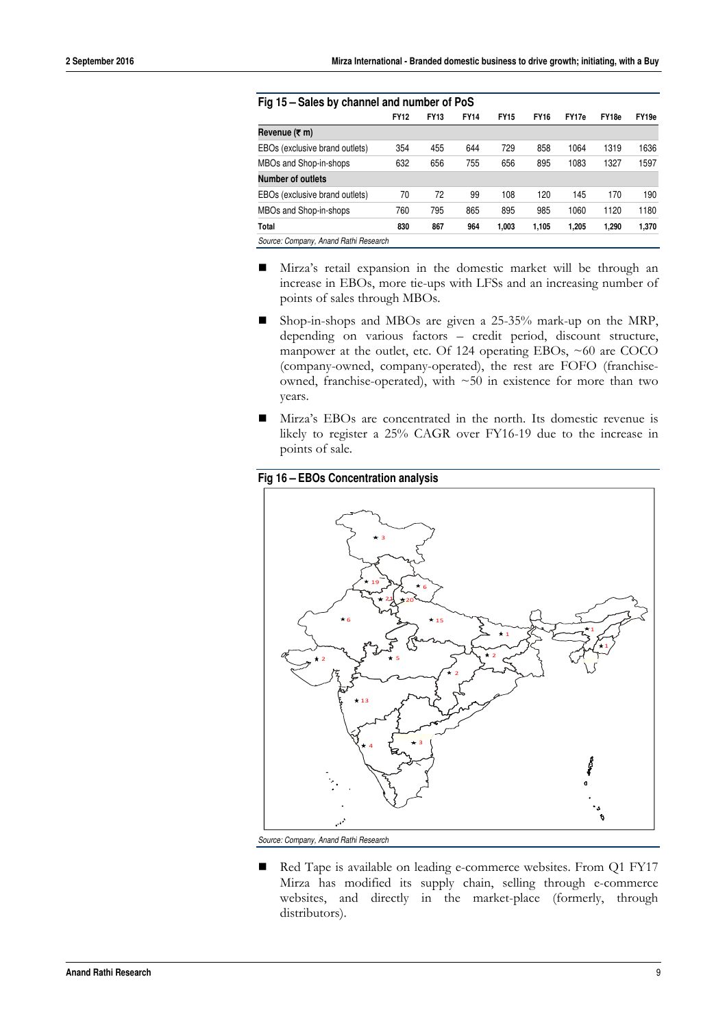**Fig 15 – Sales by channel and number of PoS**

| | FY12 | FY13 | FY14 | FY15 | FY16 | FY17e | FY18e | FY19e |
|---|---|---|---|---|---|---|---|---|
| **Revenue (₹ m)** | | | | | | | | |
| EBOs (exclusive brand outlets) | 354 | 455 | 644 | 729 | 858 | 1064 | 1319 | 1636 |
| MBOs and Shop-in-shops | 632 | 656 | 755 | 656 | 895 | 1083 | 1327 | 1597 |
| **Number of outlets** | | | | | | | | |
| EBOs (exclusive brand outlets) | 70 | 72 | 99 | 108 | 120 | 145 | 170 | 190 |
| MBOs and Shop-in-shops | 760 | 795 | 865 | 895 | 985 | 1060 | 1120 | 1180 |
| **Total** | **830** | **867** | **964** | **1,003** | **1,105** | **1,205** | **1,290** | **1,370** |

*Source: Company, Anand Rathi Research*

- Mirza's retail expansion in the domestic market will be through an increase in EBOs, more tie-ups with LFSs and an increasing number of points of sales through MBOs.
- Shop-in-shops and MBOs are given a 25-35% mark-up on the MRP, depending on various factors – credit period, discount structure, manpower at the outlet, etc. Of 124 operating EBOs, ~60 are COCO (company-owned, company-operated), the rest are FOFO (franchise-owned, franchise-operated), with ~50 in existence for more than two years.
- Mirza's EBOs are concentrated in the north. Its domestic revenue is likely to register a 25% CAGR over FY16-19 due to the increase in points of sale.

**Fig 16 – EBOs Concentration analysis**

*Source: Company, Anand Rathi Research*

- Red Tape is available on leading e-commerce websites. From Q1 FY17 Mirza has modified its supply chain, selling through e-commerce websites, and directly in the market-place (formerly, through distributors).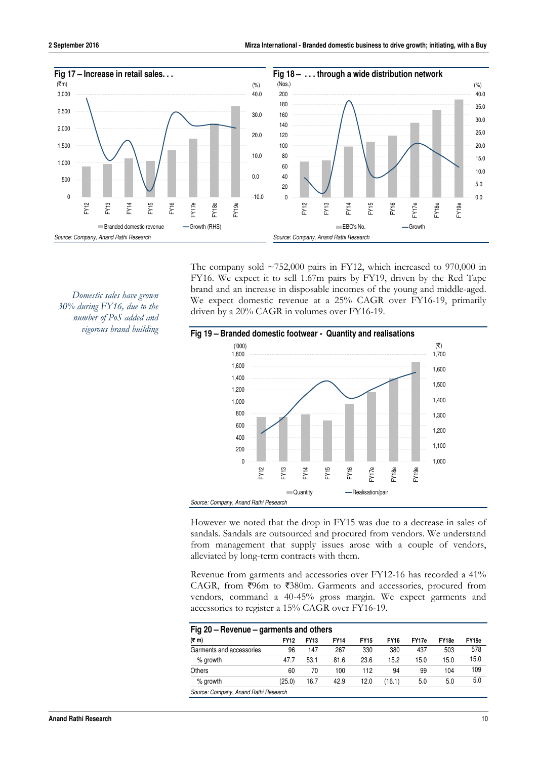**Fig 17 – Increase in retail sales. . .**

Source: Company, Anand Rathi Research

**Fig 18 – . . . through a wide distribution network**

Source: Company, Anand Rathi Research

*Domestic sales have grown 30% during FY16, due to the number of PoS added and vigorous brand building*

The company sold ~752,000 pairs in FY12, which increased to 970,000 in FY16. We expect it to sell 1.67m pairs by FY19, driven by the Red Tape brand and an increase in disposable incomes of the young and middle-aged. We expect domestic revenue at a 25% CAGR over FY16-19, primarily driven by a 20% CAGR in volumes over FY16-19.

**Fig 19 – Branded domestic footwear - Quantity and realisations**

Source: Company, Anand Rathi Research

However we noted that the drop in FY15 was due to a decrease in sales of sandals. Sandals are outsourced and procured from vendors. We understand from management that supply issues arose with a couple of vendors, alleviated by long-term contracts with them.

Revenue from garments and accessories over FY12-16 has recorded a 41% CAGR, from ₹96m to ₹380m. Garments and accessories, procured from vendors, command a 40-45% gross margin. We expect garments and accessories to register a 15% CAGR over FY16-19.

**Fig 20 – Revenue – garments and others**

| (₹ m) | FY12 | FY13 | FY14 | FY15 | FY16 | FY17e | FY18e | FY19e |
|---|---|---|---|---|---|---|---|---|
| Garments and accessories | 96 | 147 | 267 | 330 | 380 | 437 | 503 | 578 |
| % growth | 47.7 | 53.1 | 81.6 | 23.6 | 15.2 | 15.0 | 15.0 | 15.0 |
| Others | 60 | 70 | 100 | 112 | 94 | 99 | 104 | 109 |
| % growth | (25.0) | 16.7 | 42.9 | 12.0 | (16.1) | 5.0 | 5.0 | 5.0 |

Source: Company, Anand Rathi Research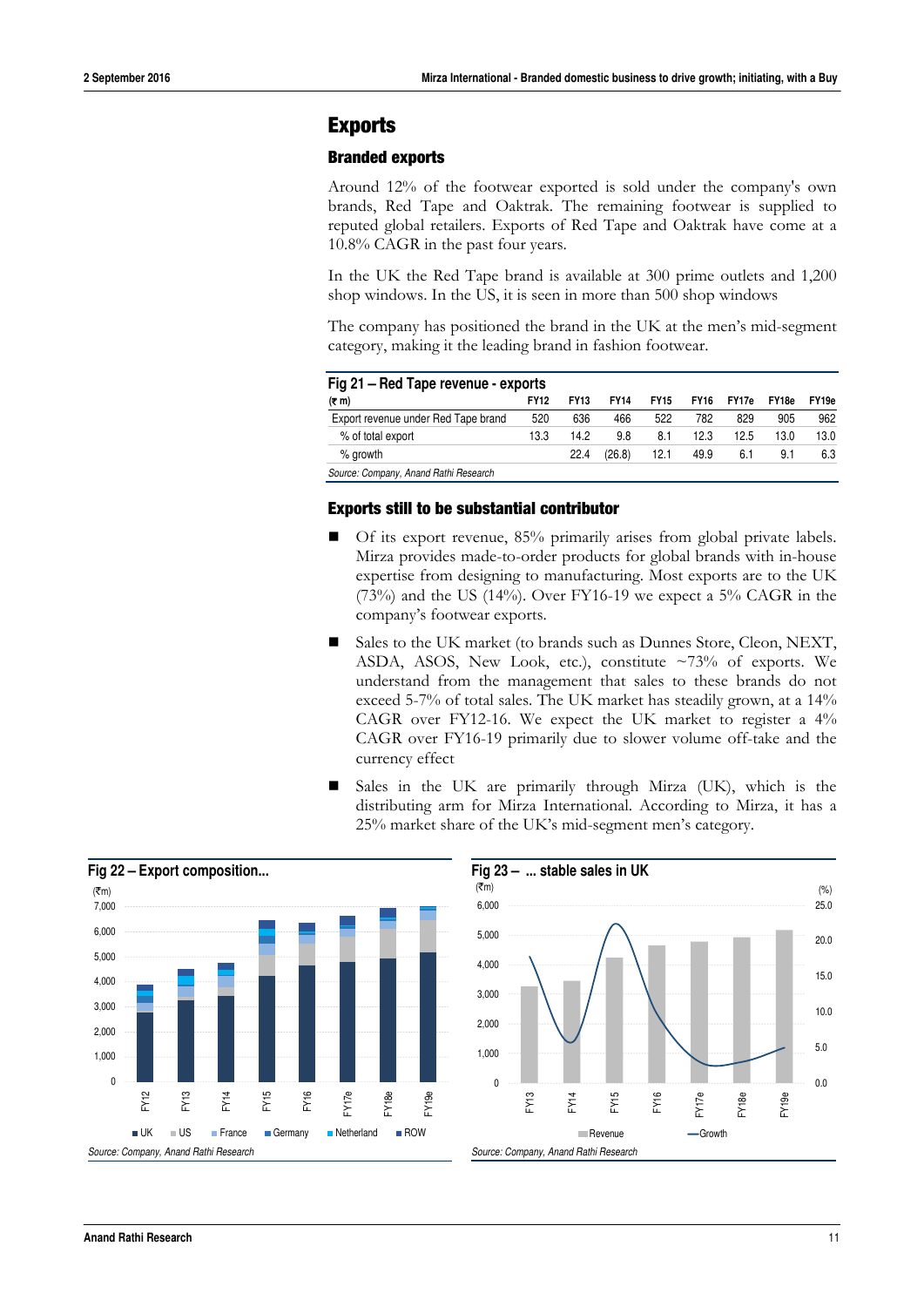## Exports

### Branded exports

Around 12% of the footwear exported is sold under the company's own brands, Red Tape and Oaktrak. The remaining footwear is supplied to reputed global retailers. Exports of Red Tape and Oaktrak have come at a 10.8% CAGR in the past four years.

In the UK the Red Tape brand is available at 300 prime outlets and 1,200 shop windows. In the US, it is seen in more than 500 shop windows

The company has positioned the brand in the UK at the men's mid-segment category, making it the leading brand in fashion footwear.

**Fig 21 – Red Tape revenue - exports**

| (₹ m) | FY12 | FY13 | FY14 | FY15 | FY16 | FY17e | FY18e | FY19e |
|---|---|---|---|---|---|---|---|---|
| Export revenue under Red Tape brand | 520 | 636 | 466 | 522 | 782 | 829 | 905 | 962 |
| % of total export | 13.3 | 14.2 | 9.8 | 8.1 | 12.3 | 12.5 | 13.0 | 13.0 |
| % growth | | 22.4 | (26.8) | 12.1 | 49.9 | 6.1 | 9.1 | 6.3 |

*Source: Company, Anand Rathi Research*

### Exports still to be substantial contributor

- Of its export revenue, 85% primarily arises from global private labels. Mirza provides made-to-order products for global brands with in-house expertise from designing to manufacturing. Most exports are to the UK (73%) and the US (14%). Over FY16-19 we expect a 5% CAGR in the company's footwear exports.
- Sales to the UK market (to brands such as Dunnes Store, Cleon, NEXT, ASDA, ASOS, New Look, etc.), constitute ~73% of exports. We understand from the management that sales to these brands do not exceed 5-7% of total sales. The UK market has steadily grown, at a 14% CAGR over FY12-16. We expect the UK market to register a 4% CAGR over FY16-19 primarily due to slower volume off-take and the currency effect
- Sales in the UK are primarily through Mirza (UK), which is the distributing arm for Mirza International. According to Mirza, it has a 25% market share of the UK's mid-segment men's category.

**Fig 22 – Export composition...**

*Source: Company, Anand Rathi Research*

**Fig 23 – ... stable sales in UK**

*Source: Company, Anand Rathi Research*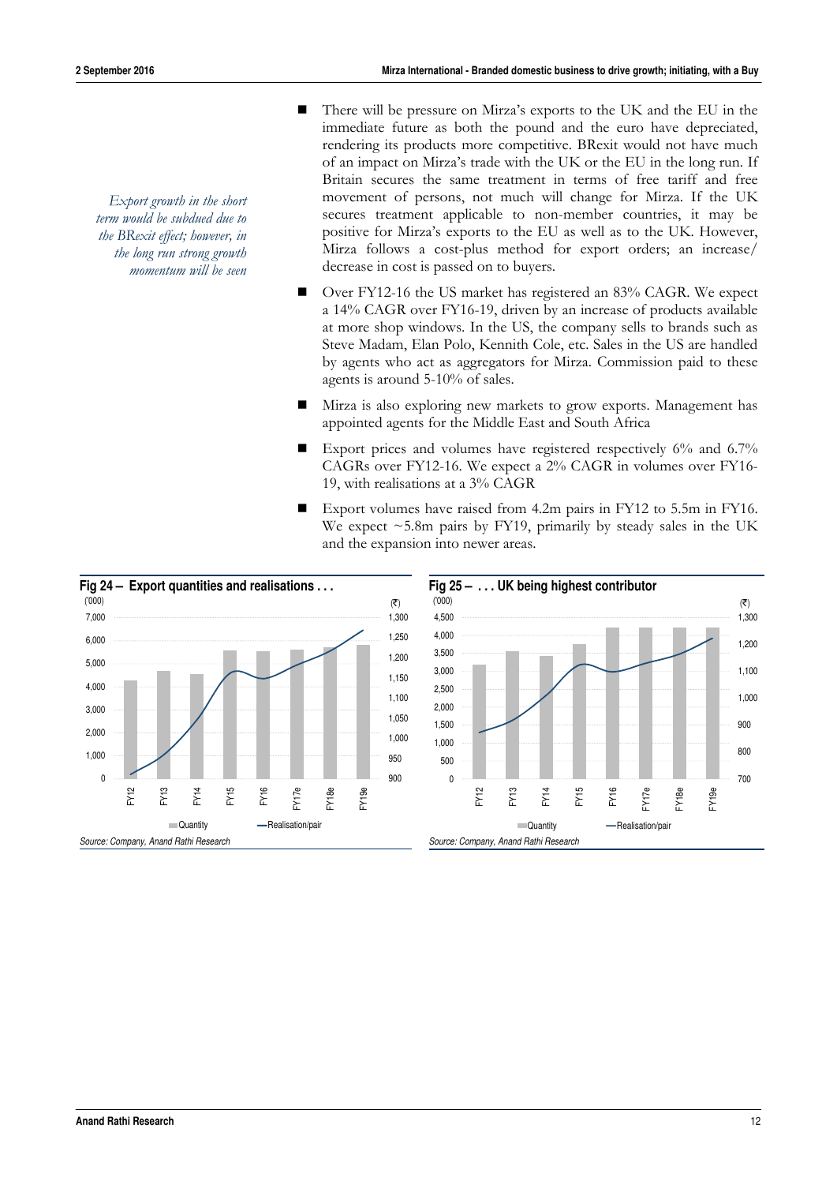*Export growth in the short term would be subdued due to the BRexit effect; however, in the long run strong growth momentum will be seen*

- There will be pressure on Mirza's exports to the UK and the EU in the immediate future as both the pound and the euro have depreciated, rendering its products more competitive. BRexit would not have much of an impact on Mirza's trade with the UK or the EU in the long run. If Britain secures the same treatment in terms of free tariff and free movement of persons, not much will change for Mirza. If the UK secures treatment applicable to non-member countries, it may be positive for Mirza's exports to the EU as well as to the UK. However, Mirza follows a cost-plus method for export orders; an increase/ decrease in cost is passed on to buyers.
- Over FY12-16 the US market has registered an 83% CAGR. We expect a 14% CAGR over FY16-19, driven by an increase of products available at more shop windows. In the US, the company sells to brands such as Steve Madam, Elan Polo, Kennith Cole, etc. Sales in the US are handled by agents who act as aggregators for Mirza. Commission paid to these agents is around 5-10% of sales.
- Mirza is also exploring new markets to grow exports. Management has appointed agents for the Middle East and South Africa
- Export prices and volumes have registered respectively 6% and 6.7% CAGRs over FY12-16. We expect a 2% CAGR in volumes over FY16-19, with realisations at a 3% CAGR
- Export volumes have raised from 4.2m pairs in FY12 to 5.5m in FY16. We expect ~5.8m pairs by FY19, primarily by steady sales in the UK and the expansion into newer areas.

**Fig 24 – Export quantities and realisations . . .**

Source: Company, Anand Rathi Research

**Fig 25 – . . . UK being highest contributor**

Source: Company, Anand Rathi Research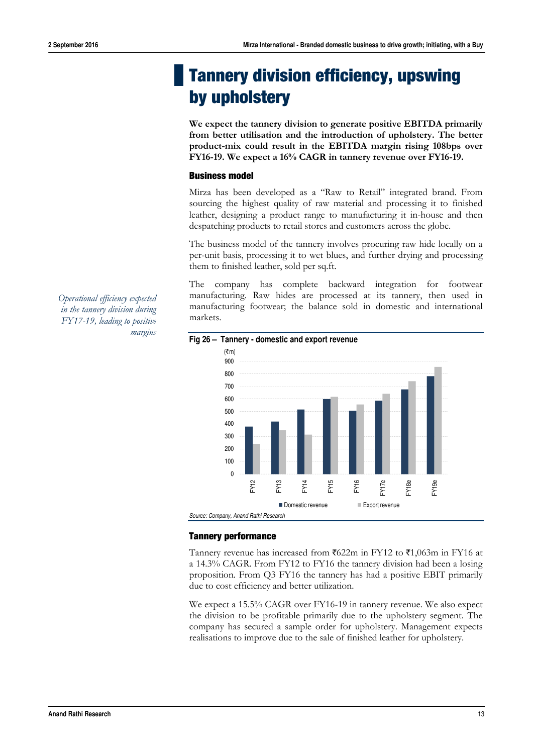# Tannery division efficiency, upswing by upholstery

**We expect the tannery division to generate positive EBITDA primarily from better utilisation and the introduction of upholstery. The better product-mix could result in the EBITDA margin rising 108bps over FY16-19. We expect a 16% CAGR in tannery revenue over FY16-19.**

### Business model

Mirza has been developed as a "Raw to Retail" integrated brand. From sourcing the highest quality of raw material and processing it to finished leather, designing a product range to manufacturing it in-house and then despatching products to retail stores and customers across the globe.

The business model of the tannery involves procuring raw hide locally on a per-unit basis, processing it to wet blues, and further drying and processing them to finished leather, sold per sq.ft.

*Operational efficiency expected in the tannery division during FY17-19, leading to positive margins*

The company has complete backward integration for footwear manufacturing. Raw hides are processed at its tannery, then used in manufacturing footwear; the balance sold in domestic and international markets.

**Fig 26 – Tannery - domestic and export revenue**

Source: Company, Anand Rathi Research

### Tannery performance

Tannery revenue has increased from ₹622m in FY12 to ₹1,063m in FY16 at a 14.3% CAGR. From FY12 to FY16 the tannery division had been a losing proposition. From Q3 FY16 the tannery has had a positive EBIT primarily due to cost efficiency and better utilization.

We expect a 15.5% CAGR over FY16-19 in tannery revenue. We also expect the division to be profitable primarily due to the upholstery segment. The company has secured a sample order for upholstery. Management expects realisations to improve due to the sale of finished leather for upholstery.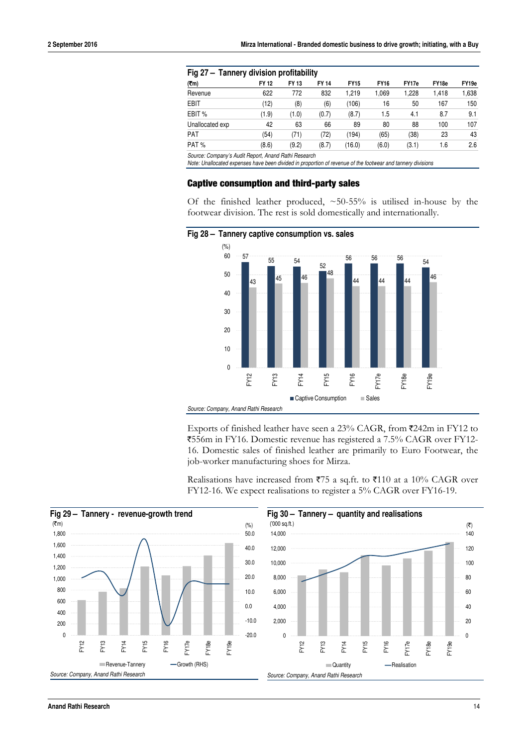**Fig 27 – Tannery division profitability**

| (₹m) | FY 12 | FY 13 | FY 14 | FY15 | FY16 | FY17e | FY18e | FY19e |
|---|---|---|---|---|---|---|---|---|
| Revenue | 622 | 772 | 832 | 1,219 | 1,069 | 1,228 | 1,418 | 1,638 |
| EBIT | (12) | (8) | (6) | (106) | 16 | 50 | 167 | 150 |
| EBIT % | (1.9) | (1.0) | (0.7) | (8.7) | 1.5 | 4.1 | 8.7 | 9.1 |
| Unallocated exp | 42 | 63 | 66 | 89 | 80 | 88 | 100 | 107 |
| PAT | (54) | (71) | (72) | (194) | (65) | (38) | 23 | 43 |
| PAT % | (8.6) | (9.2) | (8.7) | (16.0) | (6.0) | (3.1) | 1.6 | 2.6 |

*Source: Company's Audit Report, Anand Rathi Research*
*Note: Unallocated expenses have been divided in proportion of revenue of the footwear and tannery divisions*

## Captive consumption and third-party sales

Of the finished leather produced, ~50-55% is utilised in-house by the footwear division. The rest is sold domestically and internationally.

**Fig 28 – Tannery captive consumption vs. sales**

| (%) | FY12 | FY13 | FY14 | FY15 | FY16 | FY17e | FY18e | FY19e |
|---|---|---|---|---|---|---|---|---|
| Captive Consumption | 57 | 55 | 54 | 52 | 56 | 56 | 56 | 54 |
| Sales | 43 | 45 | 46 | 48 | 44 | 44 | 44 | 46 |

*Source: Company, Anand Rathi Research*

Exports of finished leather have seen a 23% CAGR, from ₹242m in FY12 to ₹556m in FY16. Domestic revenue has registered a 7.5% CAGR over FY12-16. Domestic sales of finished leather are primarily to Euro Footwear, the job-worker manufacturing shoes for Mirza.

Realisations have increased from ₹75 a sq.ft. to ₹110 at a 10% CAGR over FY12-16. We expect realisations to register a 5% CAGR over FY16-19.

**Fig 29 – Tannery - revenue-growth trend**

Revenue-Tannery (₹m); Growth (RHS) (%)

*Source: Company, Anand Rathi Research*

**Fig 30 – Tannery – quantity and realisations**

Quantity ('000 sq.ft.); Realisation (₹)

*Source: Company, Anand Rathi Research*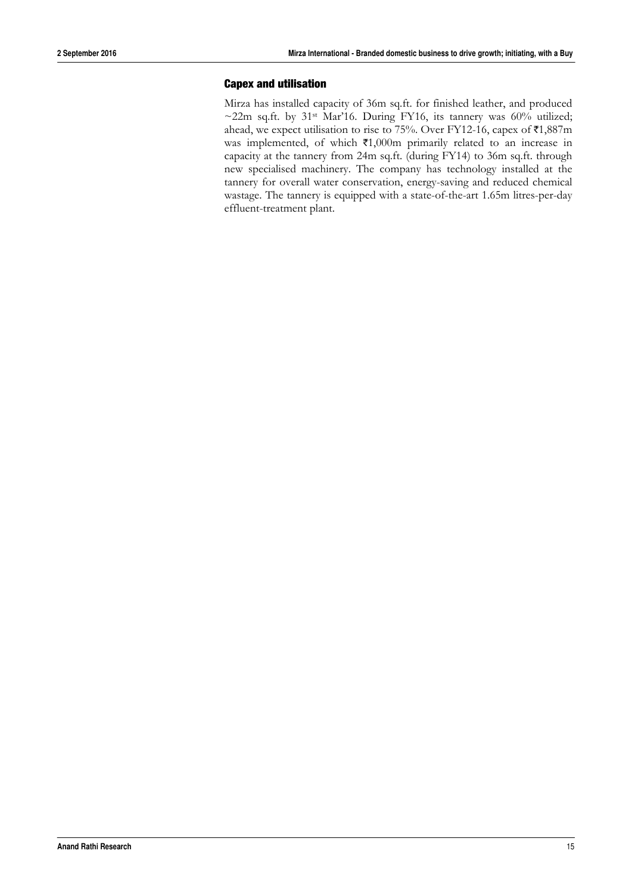## Capex and utilisation

Mirza has installed capacity of 36m sq.ft. for finished leather, and produced ~22m sq.ft. by 31st Mar'16. During FY16, its tannery was 60% utilized; ahead, we expect utilisation to rise to 75%. Over FY12-16, capex of ₹1,887m was implemented, of which ₹1,000m primarily related to an increase in capacity at the tannery from 24m sq.ft. (during FY14) to 36m sq.ft. through new specialised machinery. The company has technology installed at the tannery for overall water conservation, energy-saving and reduced chemical wastage. The tannery is equipped with a state-of-the-art 1.65m litres-per-day effluent-treatment plant.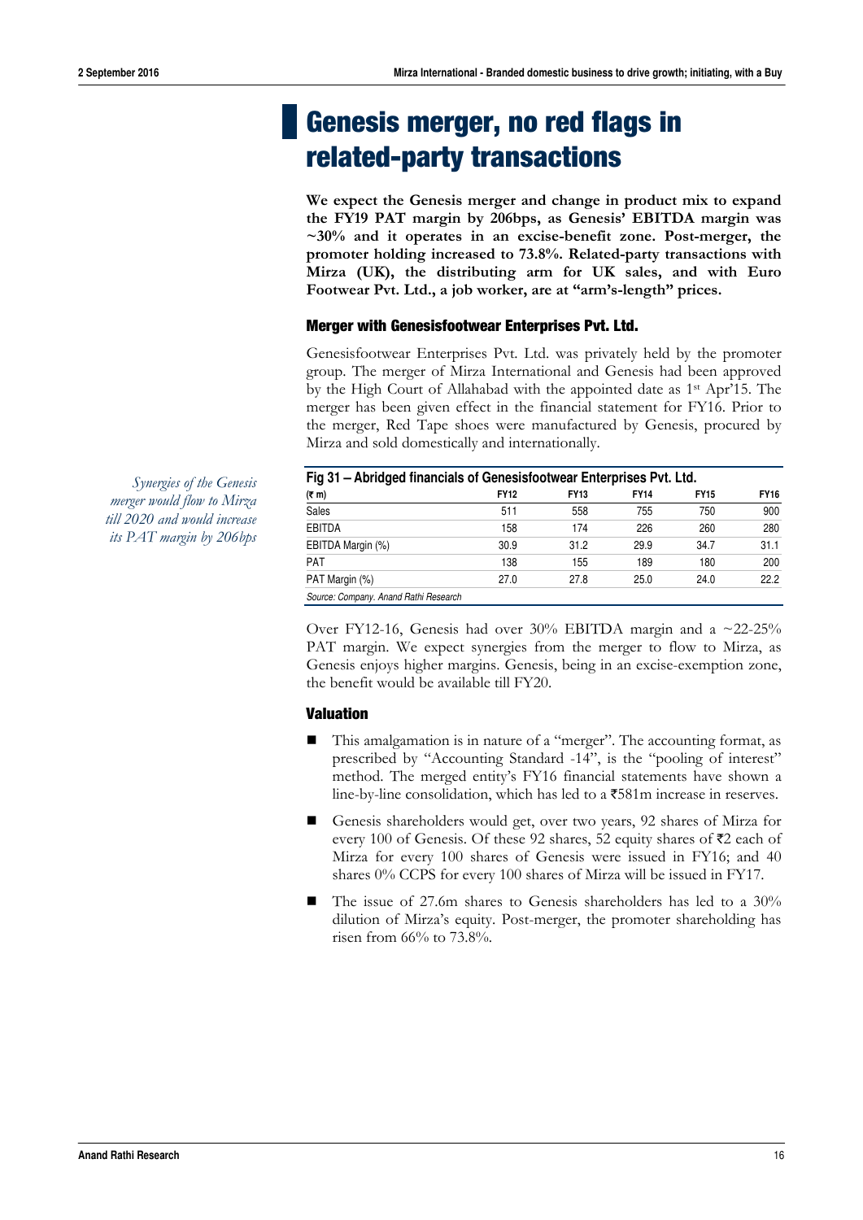# Genesis merger, no red flags in related-party transactions

**We expect the Genesis merger and change in product mix to expand the FY19 PAT margin by 206bps, as Genesis' EBITDA margin was ~30% and it operates in an excise-benefit zone. Post-merger, the promoter holding increased to 73.8%. Related-party transactions with Mirza (UK), the distributing arm for UK sales, and with Euro Footwear Pvt. Ltd., a job worker, are at "arm's-length" prices.**

### Merger with Genesisfootwear Enterprises Pvt. Ltd.

Genesisfootwear Enterprises Pvt. Ltd. was privately held by the promoter group. The merger of Mirza International and Genesis had been approved by the High Court of Allahabad with the appointed date as 1st Apr'15. The merger has been given effect in the financial statement for FY16. Prior to the merger, Red Tape shoes were manufactured by Genesis, procured by Mirza and sold domestically and internationally.

*Synergies of the Genesis merger would flow to Mirza till 2020 and would increase its PAT margin by 206bps*

**Fig 31 – Abridged financials of Genesisfootwear Enterprises Pvt. Ltd.**

| (₹ m) | FY12 | FY13 | FY14 | FY15 | FY16 |
|---|---|---|---|---|---|
| Sales | 511 | 558 | 755 | 750 | 900 |
| EBITDA | 158 | 174 | 226 | 260 | 280 |
| EBITDA Margin (%) | 30.9 | 31.2 | 29.9 | 34.7 | 31.1 |
| PAT | 138 | 155 | 189 | 180 | 200 |
| PAT Margin (%) | 27.0 | 27.8 | 25.0 | 24.0 | 22.2 |

*Source: Company. Anand Rathi Research*

Over FY12-16, Genesis had over 30% EBITDA margin and a ~22-25% PAT margin. We expect synergies from the merger to flow to Mirza, as Genesis enjoys higher margins. Genesis, being in an excise-exemption zone, the benefit would be available till FY20.

### Valuation

- This amalgamation is in nature of a "merger". The accounting format, as prescribed by "Accounting Standard -14", is the "pooling of interest" method. The merged entity's FY16 financial statements have shown a line-by-line consolidation, which has led to a ₹581m increase in reserves.
- Genesis shareholders would get, over two years, 92 shares of Mirza for every 100 of Genesis. Of these 92 shares, 52 equity shares of ₹2 each of Mirza for every 100 shares of Genesis were issued in FY16; and 40 shares 0% CCPS for every 100 shares of Mirza will be issued in FY17.
- The issue of 27.6m shares to Genesis shareholders has led to a 30% dilution of Mirza's equity. Post-merger, the promoter shareholding has risen from 66% to 73.8%.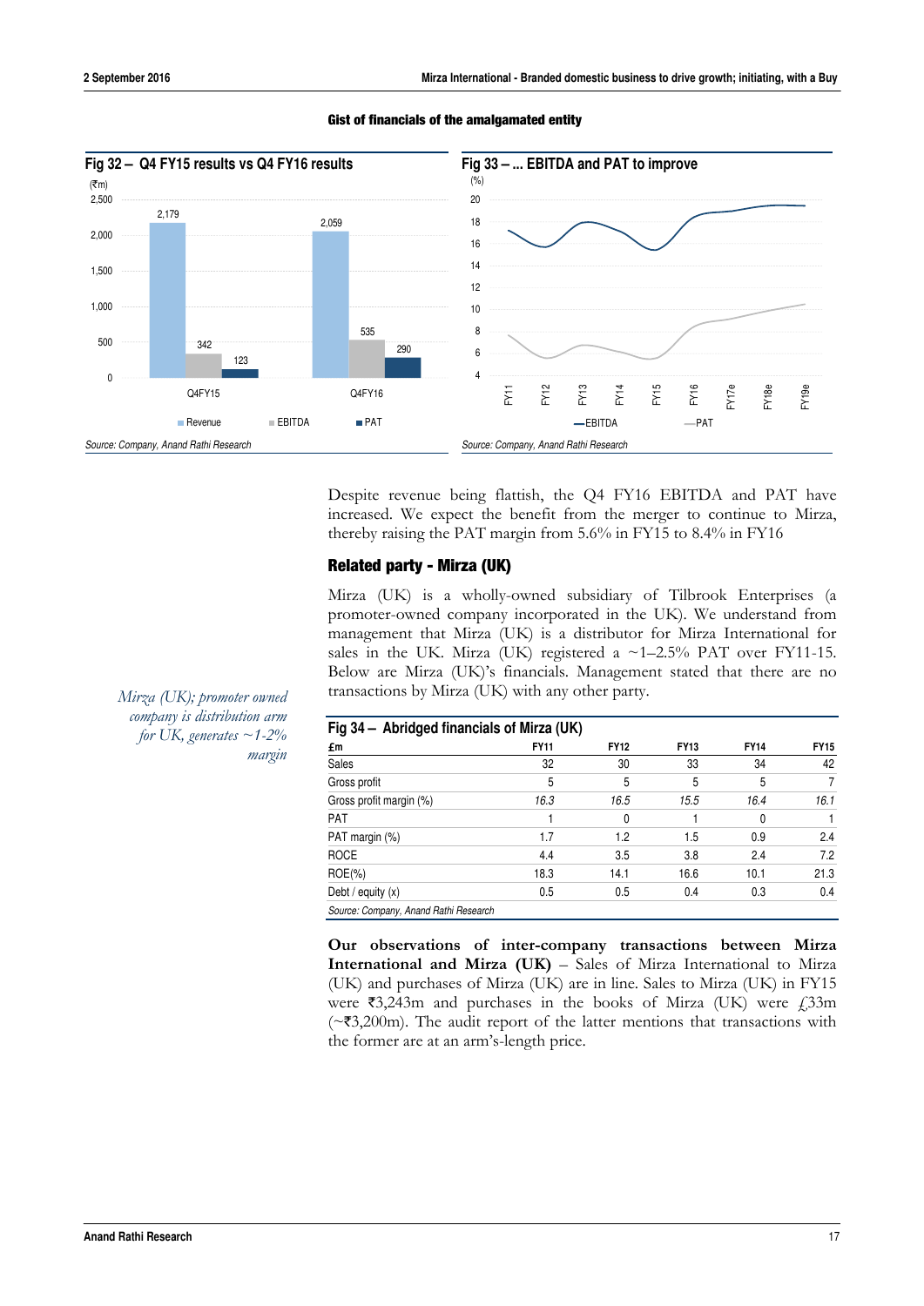### Gist of financials of the amalgamated entity

**Fig 32 – Q4 FY15 results vs Q4 FY16 results**

(₹m)

| | Revenue | EBITDA | PAT |
|---|---|---|---|
| Q4FY15 | 2,179 | 342 | 123 |
| Q4FY16 | 2,059 | 535 | 290 |

*Source: Company, Anand Rathi Research*

**Fig 33 – ... EBITDA and PAT to improve**

(%)

Lines: EBITDA, PAT; FY11 to FY19e

*Source: Company, Anand Rathi Research*

Despite revenue being flattish, the Q4 FY16 EBITDA and PAT have increased. We expect the benefit from the merger to continue to Mirza, thereby raising the PAT margin from 5.6% in FY15 to 8.4% in FY16

## Related party - Mirza (UK)

*Mirza (UK); promoter owned company is distribution arm for UK, generates ~1-2% margin*

Mirza (UK) is a wholly-owned subsidiary of Tilbrook Enterprises (a promoter-owned company incorporated in the UK). We understand from management that Mirza (UK) is a distributor for Mirza International for sales in the UK. Mirza (UK) registered a ~1–2.5% PAT over FY11-15. Below are Mirza (UK)'s financials. Management stated that there are no transactions by Mirza (UK) with any other party.

**Fig 34 – Abridged financials of Mirza (UK)**

| £m | FY11 | FY12 | FY13 | FY14 | FY15 |
|---|---|---|---|---|---|
| Sales | 32 | 30 | 33 | 34 | 42 |
| Gross profit | 5 | 5 | 5 | 5 | 7 |
| Gross profit margin (%) | *16.3* | *16.5* | *15.5* | *16.4* | *16.1* |
| PAT | 1 | 0 | 1 | 0 | 1 |
| PAT margin (%) | 1.7 | 1.2 | 1.5 | 0.9 | 2.4 |
| ROCE | 4.4 | 3.5 | 3.8 | 2.4 | 7.2 |
| ROE(%) | 18.3 | 14.1 | 16.6 | 10.1 | 21.3 |
| Debt / equity (x) | 0.5 | 0.5 | 0.4 | 0.3 | 0.4 |

*Source: Company, Anand Rathi Research*

**Our observations of inter-company transactions between Mirza International and Mirza (UK)** – Sales of Mirza International to Mirza (UK) and purchases of Mirza (UK) are in line. Sales to Mirza (UK) in FY15 were ₹3,243m and purchases in the books of Mirza (UK) were £33m (~₹3,200m). The audit report of the latter mentions that transactions with the former are at an arm's-length price.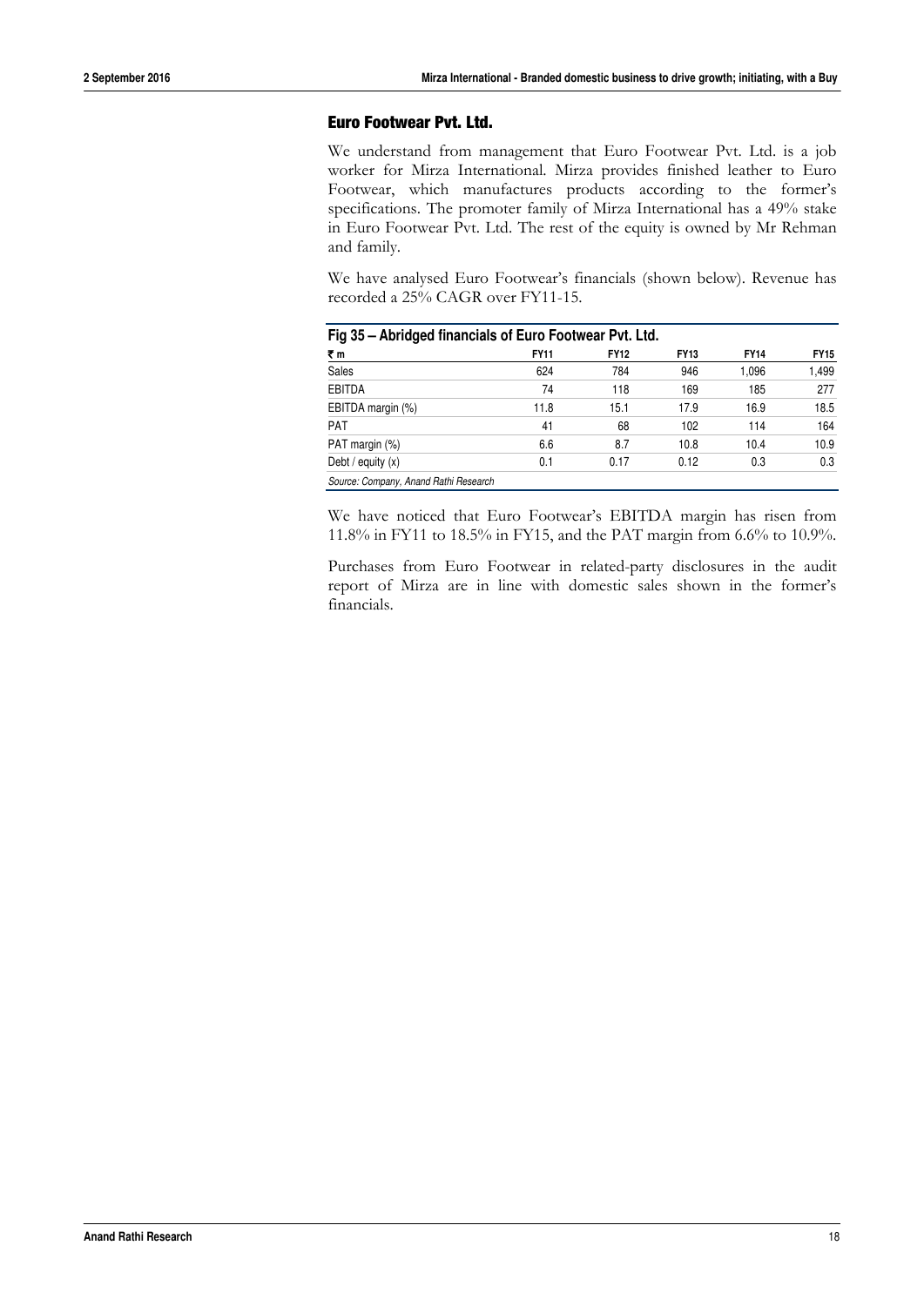### Euro Footwear Pvt. Ltd.

We understand from management that Euro Footwear Pvt. Ltd. is a job worker for Mirza International. Mirza provides finished leather to Euro Footwear, which manufactures products according to the former's specifications. The promoter family of Mirza International has a 49% stake in Euro Footwear Pvt. Ltd. The rest of the equity is owned by Mr Rehman and family.

We have analysed Euro Footwear's financials (shown below). Revenue has recorded a 25% CAGR over FY11-15.

**Fig 35 – Abridged financials of Euro Footwear Pvt. Ltd.**

| ₹ m | FY11 | FY12 | FY13 | FY14 | FY15 |
|---|---|---|---|---|---|
| Sales | 624 | 784 | 946 | 1,096 | 1,499 |
| EBITDA | 74 | 118 | 169 | 185 | 277 |
| EBITDA margin (%) | 11.8 | 15.1 | 17.9 | 16.9 | 18.5 |
| PAT | 41 | 68 | 102 | 114 | 164 |
| PAT margin (%) | 6.6 | 8.7 | 10.8 | 10.4 | 10.9 |
| Debt / equity (x) | 0.1 | 0.17 | 0.12 | 0.3 | 0.3 |

*Source: Company, Anand Rathi Research*

We have noticed that Euro Footwear's EBITDA margin has risen from 11.8% in FY11 to 18.5% in FY15, and the PAT margin from 6.6% to 10.9%.

Purchases from Euro Footwear in related-party disclosures in the audit report of Mirza are in line with domestic sales shown in the former's financials.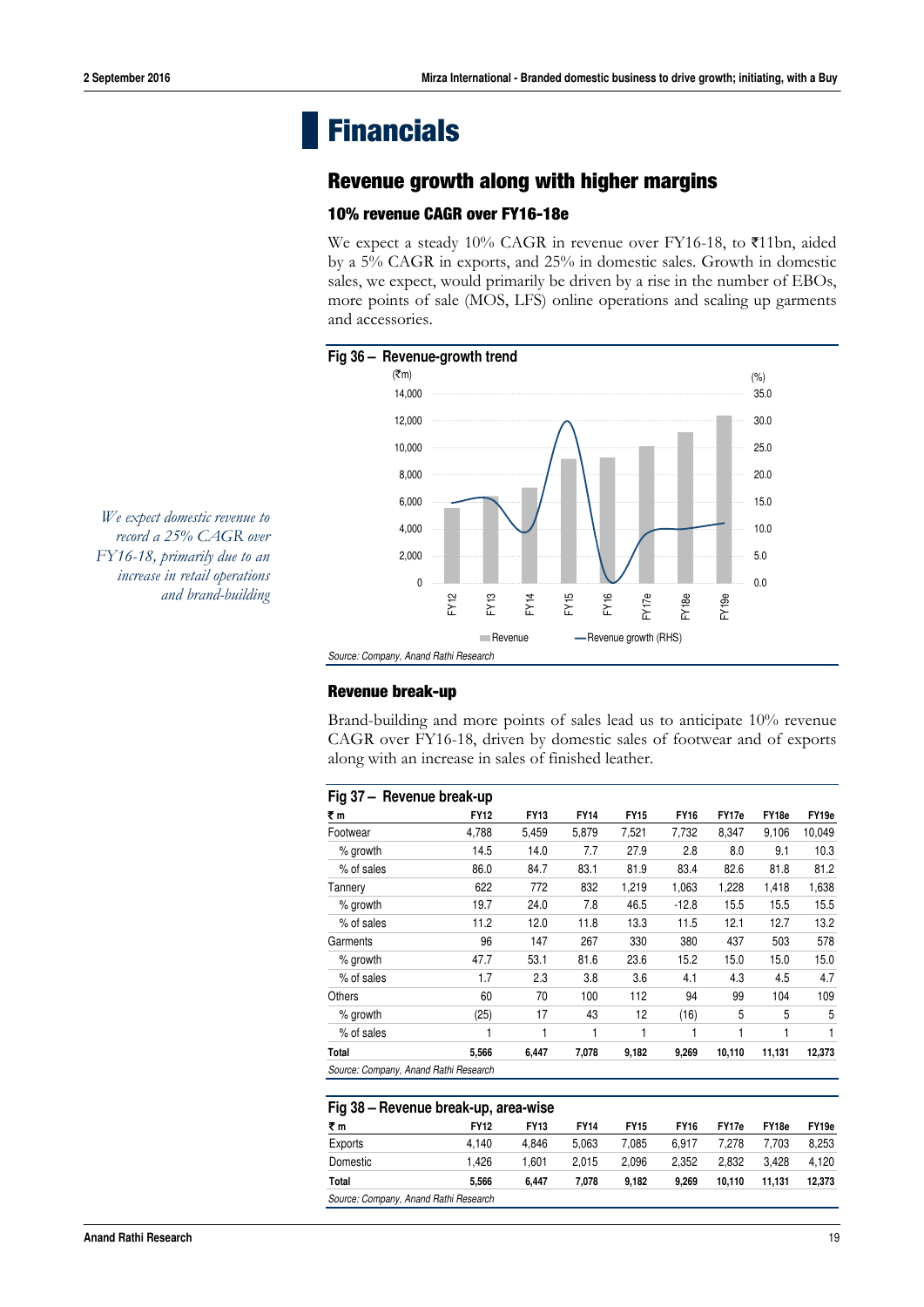# Financials

## Revenue growth along with higher margins

### 10% revenue CAGR over FY16-18e

We expect a steady 10% CAGR in revenue over FY16-18, to ₹11bn, aided by a 5% CAGR in exports, and 25% in domestic sales. Growth in domestic sales, we expect, would primarily be driven by a rise in the number of EBOs, more points of sale (MOS, LFS) online operations and scaling up garments and accessories.

*We expect domestic revenue to record a 25% CAGR over FY16-18, primarily due to an increase in retail operations and brand-building*

**Fig 36 – Revenue-growth trend**

Source: Company, Anand Rathi Research

### Revenue break-up

Brand-building and more points of sales lead us to anticipate 10% revenue CAGR over FY16-18, driven by domestic sales of footwear and of exports along with an increase in sales of finished leather.

**Fig 37 – Revenue break-up**

| ₹ m | FY12 | FY13 | FY14 | FY15 | FY16 | FY17e | FY18e | FY19e |
|---|---|---|---|---|---|---|---|---|
| Footwear | 4,788 | 5,459 | 5,879 | 7,521 | 7,732 | 8,347 | 9,106 | 10,049 |
| % growth | 14.5 | 14.0 | 7.7 | 27.9 | 2.8 | 8.0 | 9.1 | 10.3 |
| % of sales | 86.0 | 84.7 | 83.1 | 81.9 | 83.4 | 82.6 | 81.8 | 81.2 |
| Tannery | 622 | 772 | 832 | 1,219 | 1,063 | 1,228 | 1,418 | 1,638 |
| % growth | 19.7 | 24.0 | 7.8 | 46.5 | -12.8 | 15.5 | 15.5 | 15.5 |
| % of sales | 11.2 | 12.0 | 11.8 | 13.3 | 11.5 | 12.1 | 12.7 | 13.2 |
| Garments | 96 | 147 | 267 | 330 | 380 | 437 | 503 | 578 |
| % growth | 47.7 | 53.1 | 81.6 | 23.6 | 15.2 | 15.0 | 15.0 | 15.0 |
| % of sales | 1.7 | 2.3 | 3.8 | 3.6 | 4.1 | 4.3 | 4.5 | 4.7 |
| Others | 60 | 70 | 100 | 112 | 94 | 99 | 104 | 109 |
| % growth | (25) | 17 | 43 | 12 | (16) | 5 | 5 | 5 |
| % of sales | 1 | 1 | 1 | 1 | 1 | 1 | 1 | 1 |
| **Total** | **5,566** | **6,447** | **7,078** | **9,182** | **9,269** | **10,110** | **11,131** | **12,373** |

Source: Company, Anand Rathi Research

**Fig 38 – Revenue break-up, area-wise**

| ₹ m | FY12 | FY13 | FY14 | FY15 | FY16 | FY17e | FY18e | FY19e |
|---|---|---|---|---|---|---|---|---|
| Exports | 4,140 | 4,846 | 5,063 | 7,085 | 6,917 | 7,278 | 7,703 | 8,253 |
| Domestic | 1,426 | 1,601 | 2,015 | 2,096 | 2,352 | 2,832 | 3,428 | 4,120 |
| **Total** | **5,566** | **6,447** | **7,078** | **9,182** | **9,269** | **10,110** | **11,131** | **12,373** |

Source: Company, Anand Rathi Research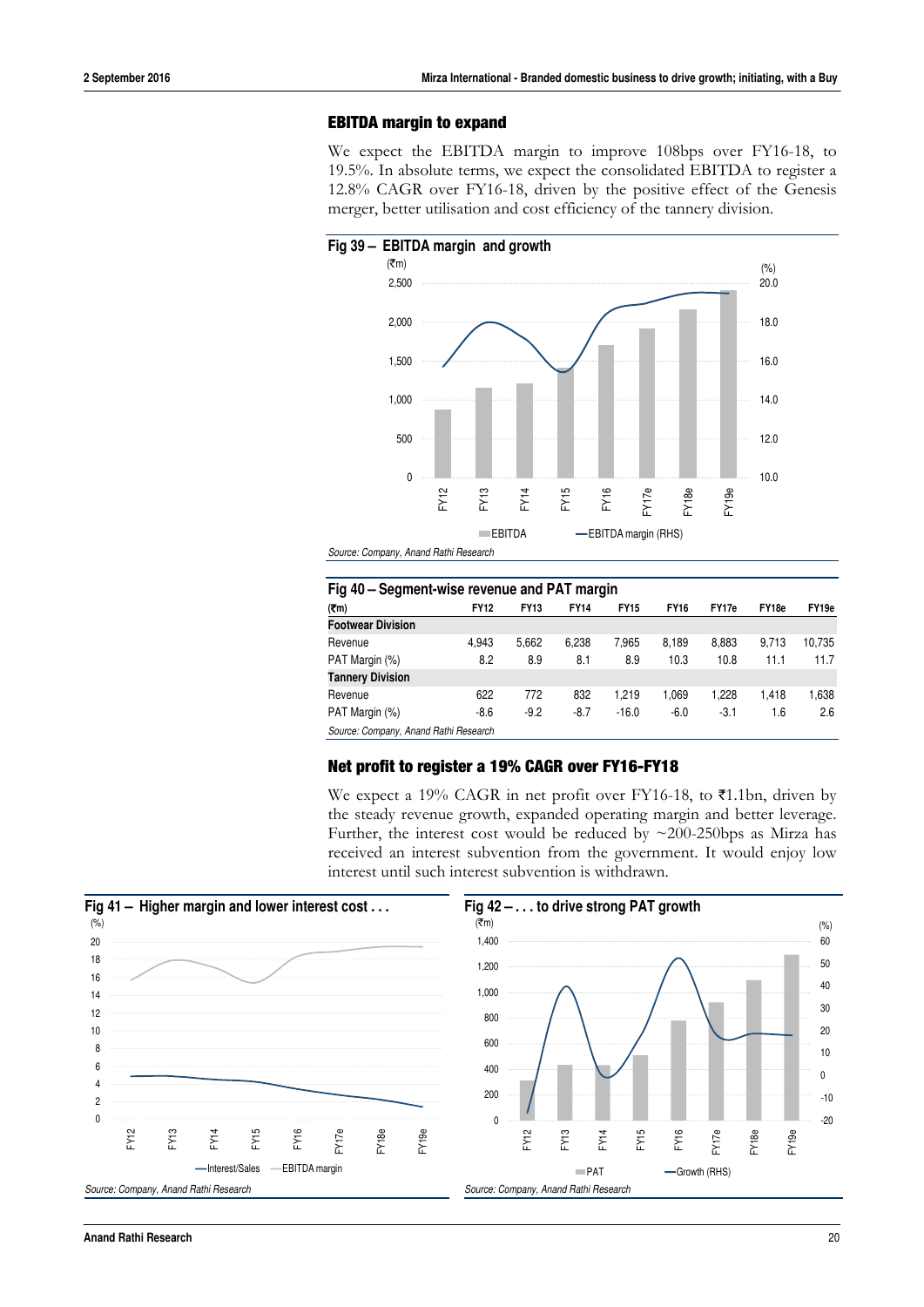## EBITDA margin to expand

We expect the EBITDA margin to improve 108bps over FY16-18, to 19.5%. In absolute terms, we expect the consolidated EBITDA to register a 12.8% CAGR over FY16-18, driven by the positive effect of the Genesis merger, better utilisation and cost efficiency of the tannery division.

**Fig 39 – EBITDA margin and growth**

*Source: Company, Anand Rathi Research*

**Fig 40 – Segment-wise revenue and PAT margin**

| (₹m) | FY12 | FY13 | FY14 | FY15 | FY16 | FY17e | FY18e | FY19e |
|---|---|---|---|---|---|---|---|---|
| **Footwear Division** | | | | | | | | |
| Revenue | 4,943 | 5,662 | 6,238 | 7,965 | 8,189 | 8,883 | 9,713 | 10,735 |
| PAT Margin (%) | 8.2 | 8.9 | 8.1 | 8.9 | 10.3 | 10.8 | 11.1 | 11.7 |
| **Tannery Division** | | | | | | | | |
| Revenue | 622 | 772 | 832 | 1,219 | 1,069 | 1,228 | 1,418 | 1,638 |
| PAT Margin (%) | -8.6 | -9.2 | -8.7 | -16.0 | -6.0 | -3.1 | 1.6 | 2.6 |

*Source: Company, Anand Rathi Research*

## Net profit to register a 19% CAGR over FY16-FY18

We expect a 19% CAGR in net profit over FY16-18, to ₹1.1bn, driven by the steady revenue growth, expanded operating margin and better leverage. Further, the interest cost would be reduced by ~200-250bps as Mirza has received an interest subvention from the government. It would enjoy low interest until such interest subvention is withdrawn.

**Fig 41 – Higher margin and lower interest cost . . .**

*Source: Company, Anand Rathi Research*

**Fig 42 – . . . to drive strong PAT growth**

*Source: Company, Anand Rathi Research*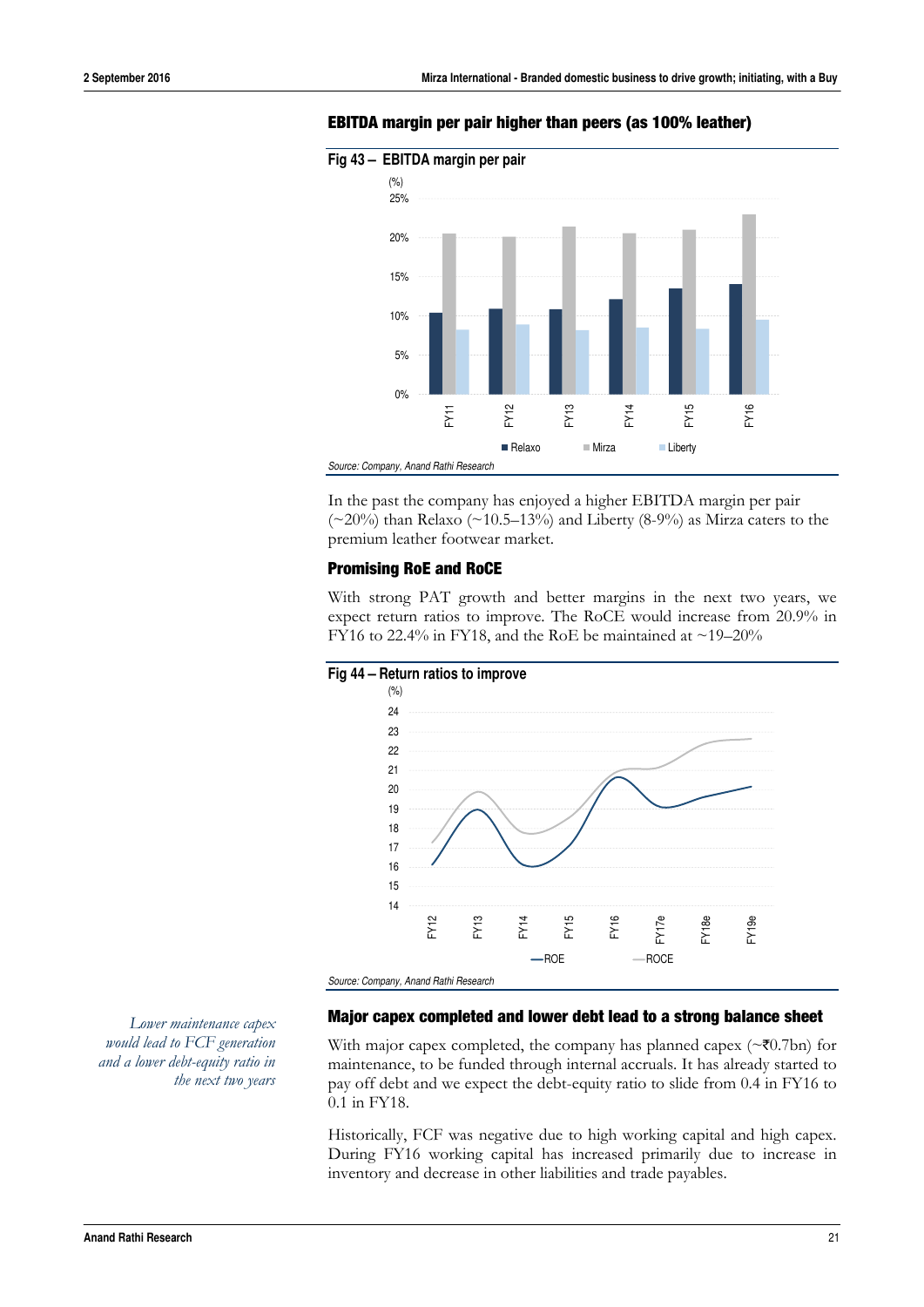## EBITDA margin per pair higher than peers (as 100% leather)

**Fig 43 – EBITDA margin per pair**

Source: Company, Anand Rathi Research

In the past the company has enjoyed a higher EBITDA margin per pair (~20%) than Relaxo (~10.5–13%) and Liberty (8-9%) as Mirza caters to the premium leather footwear market.

## Promising RoE and RoCE

With strong PAT growth and better margins in the next two years, we expect return ratios to improve. The RoCE would increase from 20.9% in FY16 to 22.4% in FY18, and the RoE be maintained at ~19–20%

**Fig 44 – Return ratios to improve**

Source: Company, Anand Rathi Research

## Major capex completed and lower debt lead to a strong balance sheet

*Lower maintenance capex would lead to FCF generation and a lower debt-equity ratio in the next two years*

With major capex completed, the company has planned capex (~₹0.7bn) for maintenance, to be funded through internal accruals. It has already started to pay off debt and we expect the debt-equity ratio to slide from 0.4 in FY16 to 0.1 in FY18.

Historically, FCF was negative due to high working capital and high capex. During FY16 working capital has increased primarily due to increase in inventory and decrease in other liabilities and trade payables.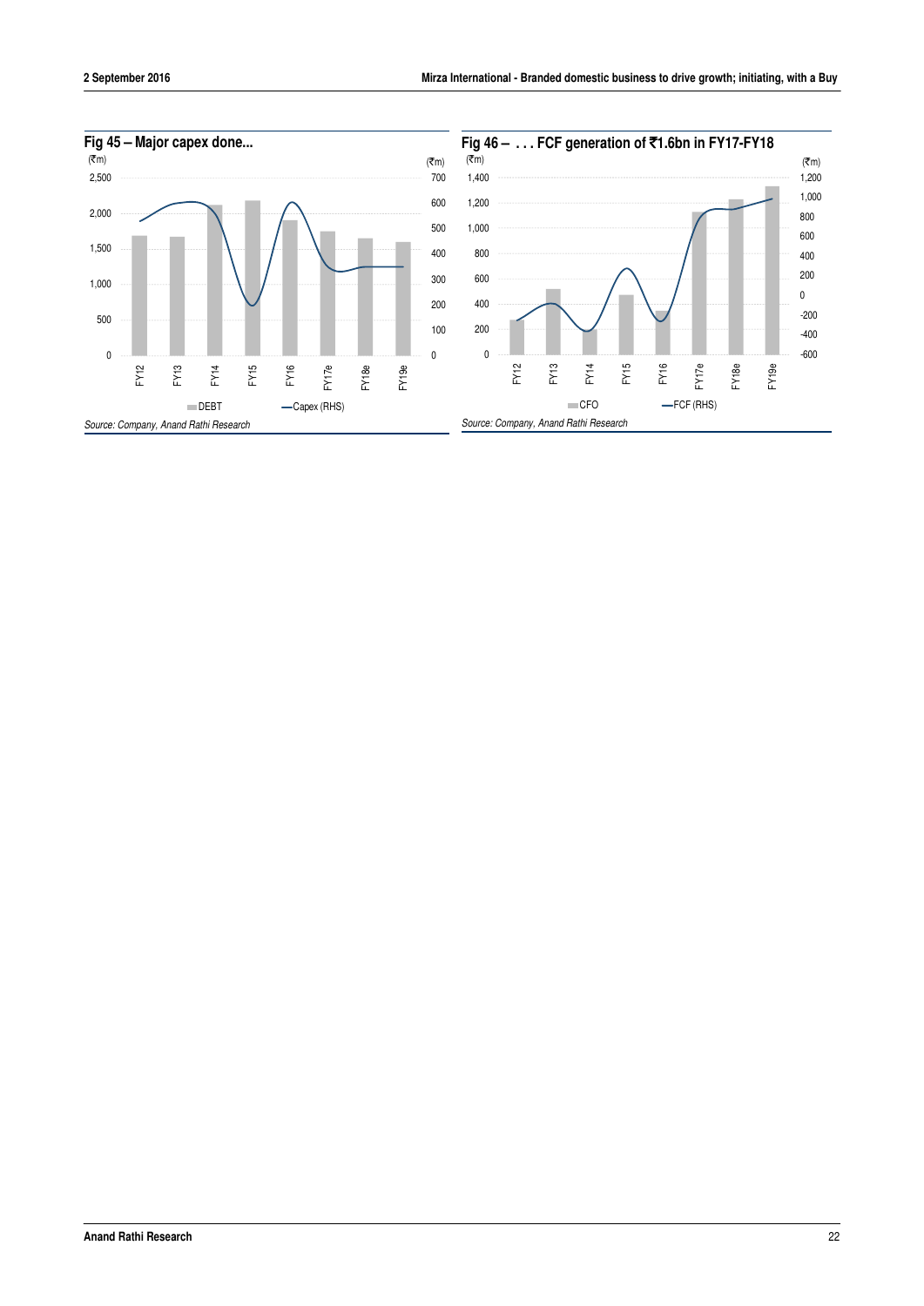### Fig 45 – Major capex done...

(₹m)

| | FY12 | FY13 | FY14 | FY15 | FY16 | FY17e | FY18e | FY19e |
|---|---|---|---|---|---|---|---|---|

DEBT — Capex (RHS)

*Source: Company, Anand Rathi Research*

### Fig 46 – . . . FCF generation of ₹1.6bn in FY17-FY18

(₹m)

| | FY12 | FY13 | FY14 | FY15 | FY16 | FY17e | FY18e | FY19e |
|---|---|---|---|---|---|---|---|---|

CFO — FCF (RHS)

*Source: Company, Anand Rathi Research*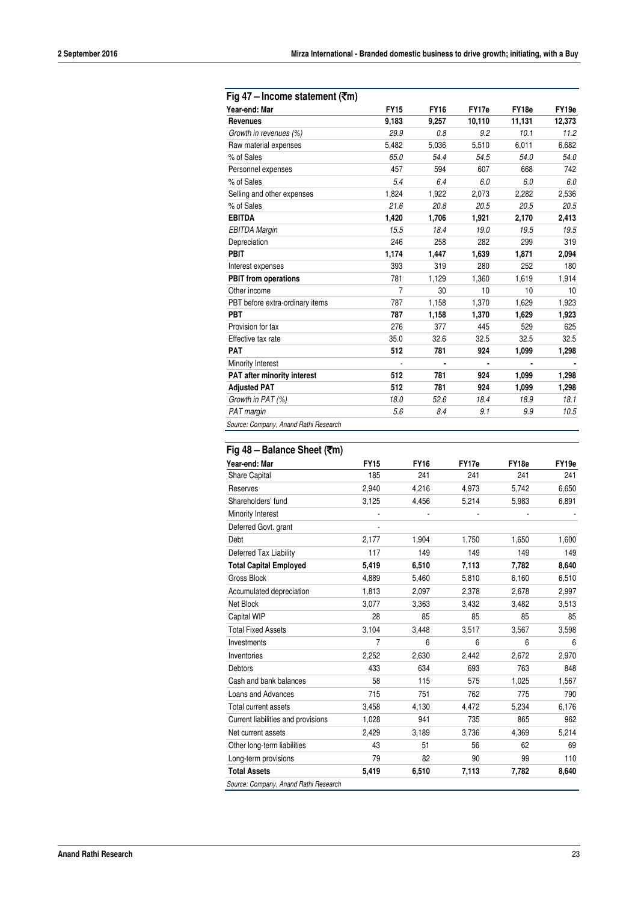### Fig 47 – Income statement (₹m)

| Year-end: Mar | FY15 | FY16 | FY17e | FY18e | FY19e |
|---|---|---|---|---|---|
| **Revenues** | **9,183** | **9,257** | **10,110** | **11,131** | **12,373** |
| *Growth in revenues (%)* | *29.9* | *0.8* | *9.2* | *10.1* | *11.2* |
| Raw material expenses | 5,482 | 5,036 | 5,510 | 6,011 | 6,682 |
| % of Sales | *65.0* | *54.4* | *54.5* | *54.0* | *54.0* |
| Personnel expenses | 457 | 594 | 607 | 668 | 742 |
| % of Sales | *5.4* | *6.4* | *6.0* | *6.0* | *6.0* |
| Selling and other expenses | 1,824 | 1,922 | 2,073 | 2,282 | 2,536 |
| % of Sales | *21.6* | *20.8* | *20.5* | *20.5* | *20.5* |
| **EBITDA** | **1,420** | **1,706** | **1,921** | **2,170** | **2,413** |
| *EBITDA Margin* | *15.5* | *18.4* | *19.0* | *19.5* | *19.5* |
| Depreciation | 246 | 258 | 282 | 299 | 319 |
| **PBIT** | **1,174** | **1,447** | **1,639** | **1,871** | **2,094** |
| Interest expenses | 393 | 319 | 280 | 252 | 180 |
| **PBIT from operations** | 781 | 1,129 | 1,360 | 1,619 | 1,914 |
| Other income | 7 | 30 | 10 | 10 | 10 |
| PBT before extra-ordinary items | 787 | 1,158 | 1,370 | 1,629 | 1,923 |
| **PBT** | **787** | **1,158** | **1,370** | **1,629** | **1,923** |
| Provision for tax | 276 | 377 | 445 | 529 | 625 |
| Effective tax rate | 35.0 | 32.6 | 32.5 | 32.5 | 32.5 |
| **PAT** | **512** | **781** | **924** | **1,099** | **1,298** |
| Minority Interest | - | - | - | - | - |
| **PAT after minority interest** | **512** | **781** | **924** | **1,099** | **1,298** |
| **Adjusted PAT** | **512** | **781** | **924** | **1,099** | **1,298** |
| *Growth in PAT (%)* | *18.0* | *52.6* | *18.4* | *18.9* | *18.1* |
| *PAT margin* | *5.6* | *8.4* | *9.1* | *9.9* | *10.5* |

*Source: Company, Anand Rathi Research*

### Fig 48 – Balance Sheet (₹m)

| Year-end: Mar | FY15 | FY16 | FY17e | FY18e | FY19e |
|---|---|---|---|---|---|
| Share Capital | 185 | 241 | 241 | 241 | 241 |
| Reserves | 2,940 | 4,216 | 4,973 | 5,742 | 6,650 |
| Shareholders' fund | 3,125 | 4,456 | 5,214 | 5,983 | 6,891 |
| Minority Interest | - | - | - | - | - |
| Deferred Govt. grant | - | | | | |
| Debt | 2,177 | 1,904 | 1,750 | 1,650 | 1,600 |
| Deferred Tax Liability | 117 | 149 | 149 | 149 | 149 |
| **Total Capital Employed** | **5,419** | **6,510** | **7,113** | **7,782** | **8,640** |
| Gross Block | 4,889 | 5,460 | 5,810 | 6,160 | 6,510 |
| Accumulated depreciation | 1,813 | 2,097 | 2,378 | 2,678 | 2,997 |
| Net Block | 3,077 | 3,363 | 3,432 | 3,482 | 3,513 |
| Capital WIP | 28 | 85 | 85 | 85 | 85 |
| Total Fixed Assets | 3,104 | 3,448 | 3,517 | 3,567 | 3,598 |
| Investments | 7 | 6 | 6 | 6 | 6 |
| Inventories | 2,252 | 2,630 | 2,442 | 2,672 | 2,970 |
| Debtors | 433 | 634 | 693 | 763 | 848 |
| Cash and bank balances | 58 | 115 | 575 | 1,025 | 1,567 |
| Loans and Advances | 715 | 751 | 762 | 775 | 790 |
| Total current assets | 3,458 | 4,130 | 4,472 | 5,234 | 6,176 |
| Current liabilities and provisions | 1,028 | 941 | 735 | 865 | 962 |
| Net current assets | 2,429 | 3,189 | 3,736 | 4,369 | 5,214 |
| Other long-term liabilities | 43 | 51 | 56 | 62 | 69 |
| Long-term provisions | 79 | 82 | 90 | 99 | 110 |
| **Total Assets** | **5,419** | **6,510** | **7,113** | **7,782** | **8,640** |

*Source: Company, Anand Rathi Research*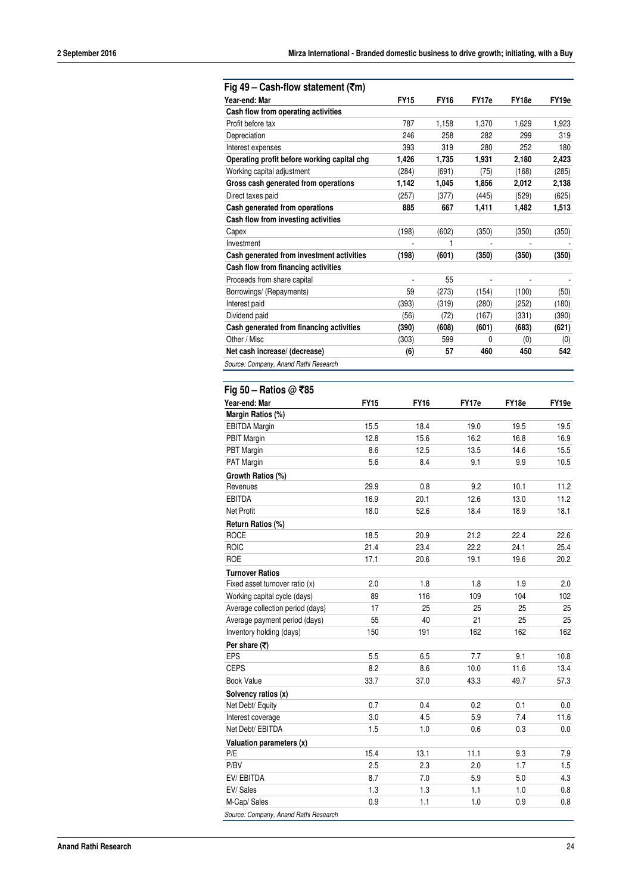### Fig 49 – Cash-flow statement (₹m)

| Year-end: Mar | FY15 | FY16 | FY17e | FY18e | FY19e |
|---|---|---|---|---|---|
| **Cash flow from operating activities** | | | | | |
| Profit before tax | 787 | 1,158 | 1,370 | 1,629 | 1,923 |
| Depreciation | 246 | 258 | 282 | 299 | 319 |
| Interest expenses | 393 | 319 | 280 | 252 | 180 |
| **Operating profit before working capital chg** | **1,426** | **1,735** | **1,931** | **2,180** | **2,423** |
| Working capital adjustment | (284) | (691) | (75) | (168) | (285) |
| **Gross cash generated from operations** | **1,142** | **1,045** | **1,856** | **2,012** | **2,138** |
| Direct taxes paid | (257) | (377) | (445) | (529) | (625) |
| **Cash generated from operations** | **885** | **667** | **1,411** | **1,482** | **1,513** |
| **Cash flow from investing activities** | | | | | |
| Capex | (198) | (602) | (350) | (350) | (350) |
| Investment | - | 1 | - | - | - |
| **Cash generated from investment activities** | **(198)** | **(601)** | **(350)** | **(350)** | **(350)** |
| **Cash flow from financing activities** | | | | | |
| Proceeds from share capital | - | 55 | - | - | - |
| Borrowings/ (Repayments) | 59 | (273) | (154) | (100) | (50) |
| Interest paid | (393) | (319) | (280) | (252) | (180) |
| Dividend paid | (56) | (72) | (167) | (331) | (390) |
| **Cash generated from financing activities** | **(390)** | **(608)** | **(601)** | **(683)** | **(621)** |
| Other / Misc | (303) | 599 | 0 | (0) | (0) |
| **Net cash increase/ (decrease)** | **(6)** | **57** | **460** | **450** | **542** |

*Source: Company, Anand Rathi Research*

### Fig 50 – Ratios @ ₹85

| Year-end: Mar | FY15 | FY16 | FY17e | FY18e | FY19e |
|---|---|---|---|---|---|
| **Margin Ratios (%)** | | | | | |
| EBITDA Margin | 15.5 | 18.4 | 19.0 | 19.5 | 19.5 |
| PBIT Margin | 12.8 | 15.6 | 16.2 | 16.8 | 16.9 |
| PBT Margin | 8.6 | 12.5 | 13.5 | 14.6 | 15.5 |
| PAT Margin | 5.6 | 8.4 | 9.1 | 9.9 | 10.5 |
| **Growth Ratios (%)** | | | | | |
| Revenues | 29.9 | 0.8 | 9.2 | 10.1 | 11.2 |
| EBITDA | 16.9 | 20.1 | 12.6 | 13.0 | 11.2 |
| Net Profit | 18.0 | 52.6 | 18.4 | 18.9 | 18.1 |
| **Return Ratios (%)** | | | | | |
| ROCE | 18.5 | 20.9 | 21.2 | 22.4 | 22.6 |
| ROIC | 21.4 | 23.4 | 22.2 | 24.1 | 25.4 |
| ROE | 17.1 | 20.6 | 19.1 | 19.6 | 20.2 |
| **Turnover Ratios** | | | | | |
| Fixed asset turnover ratio (x) | 2.0 | 1.8 | 1.8 | 1.9 | 2.0 |
| Working capital cycle (days) | 89 | 116 | 109 | 104 | 102 |
| Average collection period (days) | 17 | 25 | 25 | 25 | 25 |
| Average payment period (days) | 55 | 40 | 21 | 25 | 25 |
| Inventory holding (days) | 150 | 191 | 162 | 162 | 162 |
| **Per share (₹)** | | | | | |
| EPS | 5.5 | 6.5 | 7.7 | 9.1 | 10.8 |
| CEPS | 8.2 | 8.6 | 10.0 | 11.6 | 13.4 |
| Book Value | 33.7 | 37.0 | 43.3 | 49.7 | 57.3 |
| **Solvency ratios (x)** | | | | | |
| Net Debt/ Equity | 0.7 | 0.4 | 0.2 | 0.1 | 0.0 |
| Interest coverage | 3.0 | 4.5 | 5.9 | 7.4 | 11.6 |
| Net Debt/ EBITDA | 1.5 | 1.0 | 0.6 | 0.3 | 0.0 |
| **Valuation parameters (x)** | | | | | |
| P/E | 15.4 | 13.1 | 11.1 | 9.3 | 7.9 |
| P/BV | 2.5 | 2.3 | 2.0 | 1.7 | 1.5 |
| EV/ EBITDA | 8.7 | 7.0 | 5.9 | 5.0 | 4.3 |
| EV/ Sales | 1.3 | 1.3 | 1.1 | 1.0 | 0.8 |
| M-Cap/ Sales | 0.9 | 1.1 | 1.0 | 0.9 | 0.8 |

*Source: Company, Anand Rathi Research*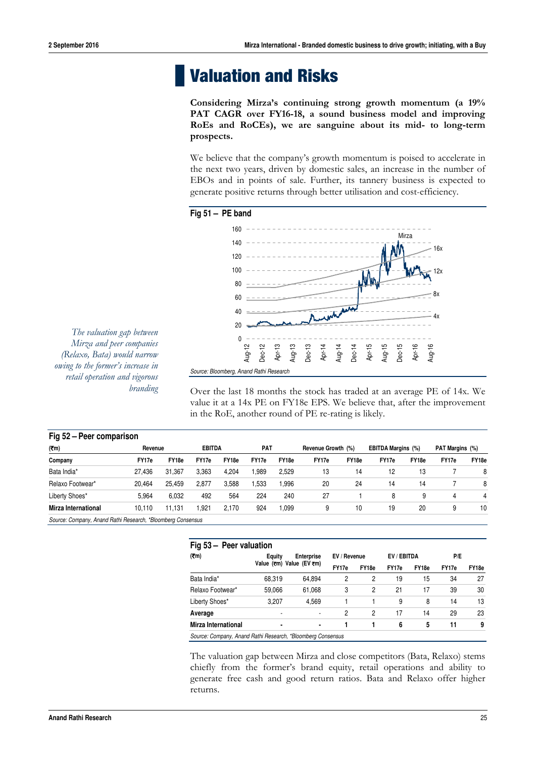# Valuation and Risks

**Considering Mirza's continuing strong growth momentum (a 19% PAT CAGR over FY16-18, a sound business model and improving RoEs and RoCEs), we are sanguine about its mid- to long-term prospects.**

We believe that the company's growth momentum is poised to accelerate in the next two years, driven by domestic sales, an increase in the number of EBOs and in points of sale. Further, its tannery business is expected to generate positive returns through better utilisation and cost-efficiency.

**Fig 51 – PE band**

Source: Bloomberg, Anand Rathi Research

*The valuation gap between Mirza and peer companies (Relaxo, Bata) would narrow owing to the former's increase in retail operation and vigorous branding*

Over the last 18 months the stock has traded at an average PE of 14x. We value it at a 14x PE on FY18e EPS. We believe that, after the improvement in the RoE, another round of PE re-rating is likely.

**Fig 52 – Peer comparison**

| (₹m) | Revenue | | EBITDA | | PAT | | Revenue Growth (%) | | EBITDA Margins (%) | | PAT Margins (%) | |
|---|---|---|---|---|---|---|---|---|---|---|---|---|
| Company | FY17e | FY18e | FY17e | FY18e | FY17e | FY18e | FY17e | FY18e | FY17e | FY18e | FY17e | FY18e |
| Bata India* | 27,436 | 31,367 | 3,363 | 4,204 | 1,989 | 2,529 | 13 | 14 | 12 | 13 | 7 | 8 |
| Relaxo Footwear* | 20,464 | 25,459 | 2,877 | 3,588 | 1,533 | 1,996 | 20 | 24 | 14 | 14 | 7 | 8 |
| Liberty Shoes* | 5,964 | 6,032 | 492 | 564 | 224 | 240 | 27 | 1 | 8 | 9 | 4 | 4 |
| **Mirza International** | 10,110 | 11,131 | 1,921 | 2,170 | 924 | 1,099 | 9 | 10 | 19 | 20 | 9 | 10 |

Source: Company, Anand Rathi Research, *Bloomberg Consensus

**Fig 53 – Peer valuation**

| (₹m) | Equity Value (₹m) | Enterprise Value (EV ₹m) | EV / Revenue | | EV / EBITDA | | P/E | |
|---|---|---|---|---|---|---|---|---|
| | | | FY17e | FY18e | FY17e | FY18e | FY17e | FY18e |
| Bata India* | 68,319 | 64,894 | 2 | 2 | 19 | 15 | 34 | 27 |
| Relaxo Footwear* | 59,066 | 61,068 | 3 | 2 | 21 | 17 | 39 | 30 |
| Liberty Shoes* | 3,207 | 4,569 | 1 | 1 | 9 | 8 | 14 | 13 |
| **Average** | - | - | 2 | 2 | 17 | 14 | 29 | 23 |
| **Mirza International** | **-** | **-** | **1** | **1** | **6** | **5** | **11** | **9** |

Source: Company, Anand Rathi Research, *Bloomberg Consensus

The valuation gap between Mirza and close competitors (Bata, Relaxo) stems chiefly from the former's brand equity, retail operations and ability to generate free cash and good return ratios. Bata and Relaxo offer higher returns.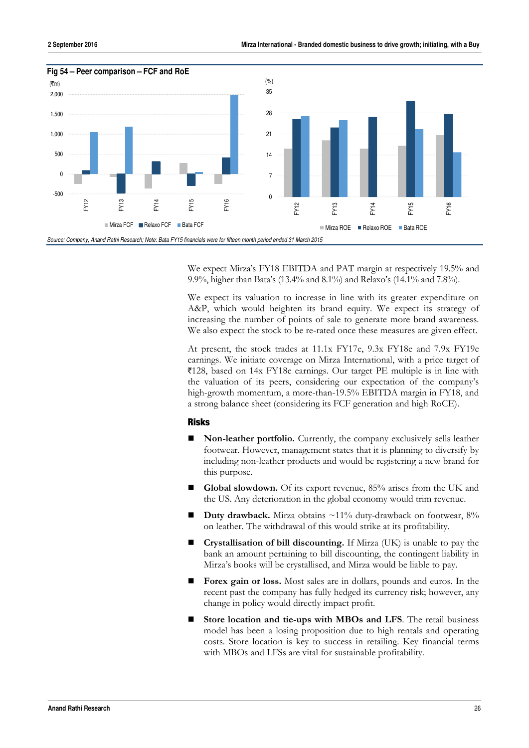**Fig 54 – Peer comparison – FCF and RoE**

Source: Company, Anand Rathi Research; Note: Bata FY15 financials were for fifteen month period ended 31 March 2015

We expect Mirza's FY18 EBITDA and PAT margin at respectively 19.5% and 9.9%, higher than Bata's (13.4% and 8.1%) and Relaxo's (14.1% and 7.8%).

We expect its valuation to increase in line with its greater expenditure on A&P, which would heighten its brand equity. We expect its strategy of increasing the number of points of sale to generate more brand awareness. We also expect the stock to be re-rated once these measures are given effect.

At present, the stock trades at 11.1x FY17e, 9.3x FY18e and 7.9x FY19e earnings. We initiate coverage on Mirza International, with a price target of ₹128, based on 14x FY18e earnings. Our target PE multiple is in line with the valuation of its peers, considering our expectation of the company's high-growth momentum, a more-than-19.5% EBITDA margin in FY18, and a strong balance sheet (considering its FCF generation and high RoCE).

## Risks

- **Non-leather portfolio.** Currently, the company exclusively sells leather footwear. However, management states that it is planning to diversify by including non-leather products and would be registering a new brand for this purpose.
- **Global slowdown.** Of its export revenue, 85% arises from the UK and the US. Any deterioration in the global economy would trim revenue.
- **Duty drawback.** Mirza obtains ~11% duty-drawback on footwear, 8% on leather. The withdrawal of this would strike at its profitability.
- **Crystallisation of bill discounting.** If Mirza (UK) is unable to pay the bank an amount pertaining to bill discounting, the contingent liability in Mirza's books will be crystallised, and Mirza would be liable to pay.
- **Forex gain or loss.** Most sales are in dollars, pounds and euros. In the recent past the company has fully hedged its currency risk; however, any change in policy would directly impact profit.
- **Store location and tie-ups with MBOs and LFS**. The retail business model has been a losing proposition due to high rentals and operating costs. Store location is key to success in retailing. Key financial terms with MBOs and LFSs are vital for sustainable profitability.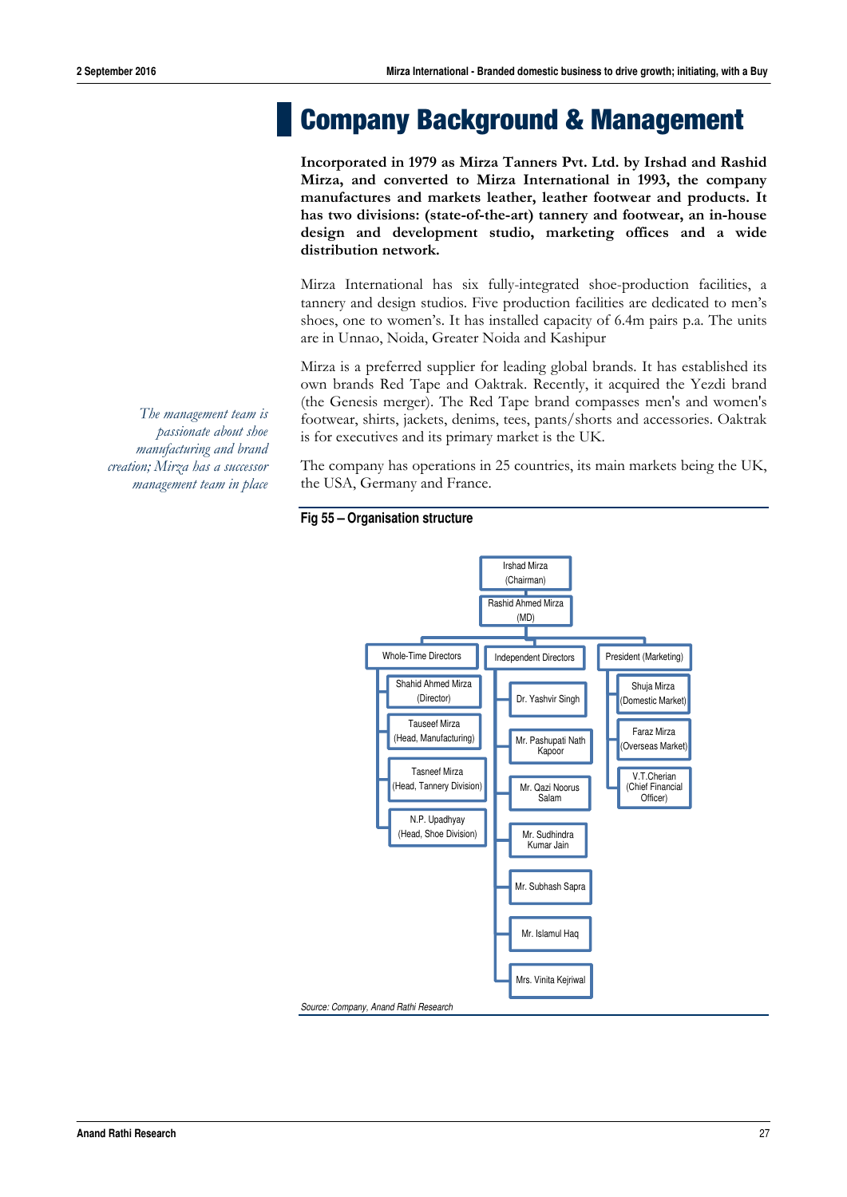# Company Background & Management

**Incorporated in 1979 as Mirza Tanners Pvt. Ltd. by Irshad and Rashid Mirza, and converted to Mirza International in 1993, the company manufactures and markets leather, leather footwear and products. It has two divisions: (state-of-the-art) tannery and footwear, an in-house design and development studio, marketing offices and a wide distribution network.**

*The management team is passionate about shoe manufacturing and brand creation; Mirza has a successor management team in place*

Mirza International has six fully-integrated shoe-production facilities, a tannery and design studios. Five production facilities are dedicated to men's shoes, one to women's. It has installed capacity of 6.4m pairs p.a. The units are in Unnao, Noida, Greater Noida and Kashipur

Mirza is a preferred supplier for leading global brands. It has established its own brands Red Tape and Oaktrak. Recently, it acquired the Yezdi brand (the Genesis merger). The Red Tape brand compasses men's and women's footwear, shirts, jackets, denims, tees, pants/shorts and accessories. Oaktrak is for executives and its primary market is the UK.

The company has operations in 25 countries, its main markets being the UK, the USA, Germany and France.

**Fig 55 – Organisation structure**

- Irshad Mirza (Chairman)
  - Rashid Ahmed Mirza (MD)
    - Whole-Time Directors
      - Shahid Ahmed Mirza (Director)
      - Tauseef Mirza (Head, Manufacturing)
      - Tasneef Mirza (Head, Tannery Division)
      - N.P. Upadhyay (Head, Shoe Division)
    - Independent Directors
      - Dr. Yashvir Singh
      - Mr. Pashupati Nath Kapoor
      - Mr. Qazi Noorus Salam
      - Mr. Sudhindra Kumar Jain
      - Mr. Subhash Sapra
      - Mr. Islamul Haq
      - Mrs. Vinita Kejriwal
    - President (Marketing)
      - Shuja Mirza (Domestic Market)
      - Faraz Mirza (Overseas Market)
      - V.T.Cherian (Chief Financial Officer)

*Source: Company, Anand Rathi Research*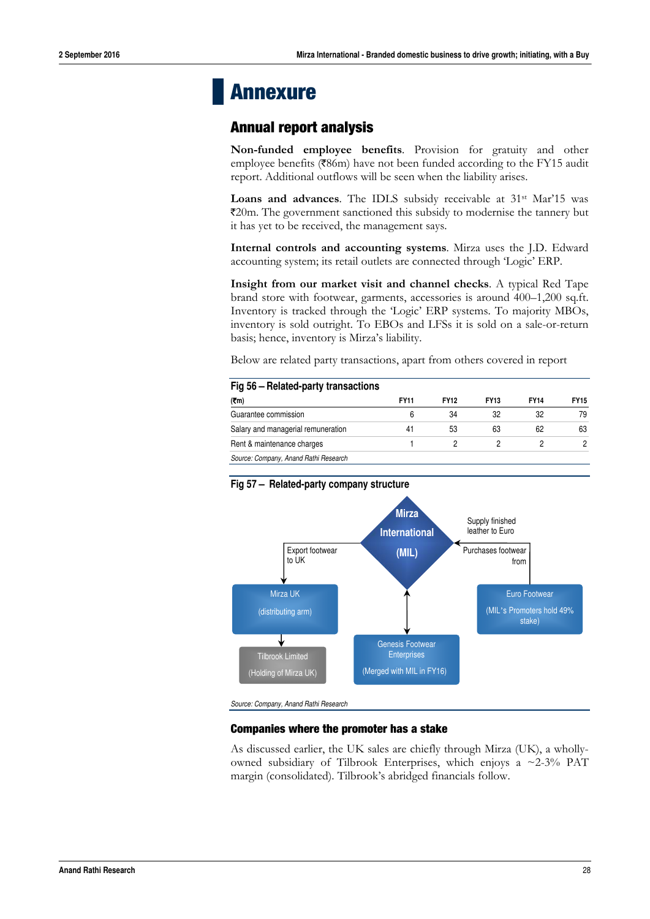# Annexure

## Annual report analysis

**Non-funded employee benefits**. Provision for gratuity and other employee benefits (₹86m) have not been funded according to the FY15 audit report. Additional outflows will be seen when the liability arises.

**Loans and advances**. The IDLS subsidy receivable at 31st Mar'15 was ₹20m. The government sanctioned this subsidy to modernise the tannery but it has yet to be received, the management says.

**Internal controls and accounting systems**. Mirza uses the J.D. Edward accounting system; its retail outlets are connected through 'Logic' ERP.

**Insight from our market visit and channel checks**. A typical Red Tape brand store with footwear, garments, accessories is around 400–1,200 sq.ft. Inventory is tracked through the 'Logic' ERP systems. To majority MBOs, inventory is sold outright. To EBOs and LFSs it is sold on a sale-or-return basis; hence, inventory is Mirza's liability.

Below are related party transactions, apart from others covered in report

**Fig 56 – Related-party transactions**

| (₹m) | FY11 | FY12 | FY13 | FY14 | FY15 |
|---|---|---|---|---|---|
| Guarantee commission | 6 | 34 | 32 | 32 | 79 |
| Salary and managerial remuneration | 41 | 53 | 63 | 62 | 63 |
| Rent & maintenance charges | 1 | 2 | 2 | 2 | 2 |

*Source: Company, Anand Rathi Research*

**Fig 57 – Related-party company structure**

- Mirza International (MIL)
  - Export footwear to UK → Mirza UK (distributing arm) → Tilbrook Limited (Holding of Mirza UK)
  - Supply finished leather to Euro / Purchases footwear from ← Euro Footwear (MIL's Promoters hold 49% stake)
  - ↔ Genesis Footwear Enterprises (Merged with MIL in FY16)

*Source: Company, Anand Rathi Research*

### Companies where the promoter has a stake

As discussed earlier, the UK sales are chiefly through Mirza (UK), a wholly-owned subsidiary of Tilbrook Enterprises, which enjoys a ~2-3% PAT margin (consolidated). Tilbrook's abridged financials follow.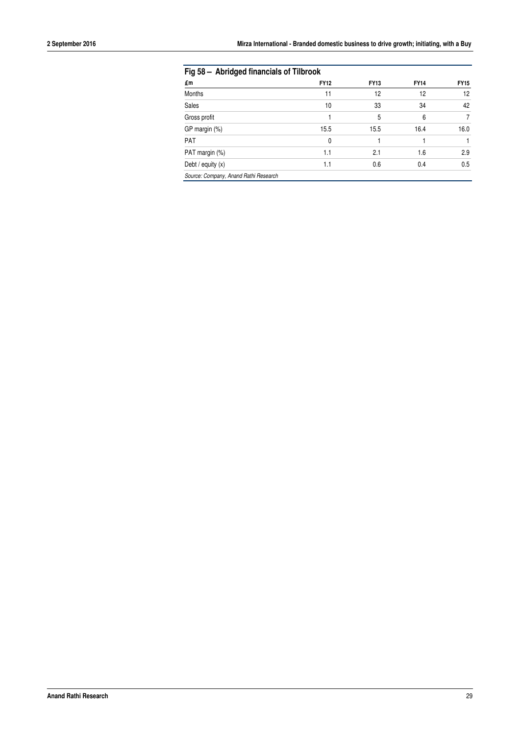**Fig 58 – Abridged financials of Tilbrook**

| £m | FY12 | FY13 | FY14 | FY15 |
|---|---|---|---|---|
| Months | 11 | 12 | 12 | 12 |
| Sales | 10 | 33 | 34 | 42 |
| Gross profit | 1 | 5 | 6 | 7 |
| GP margin (%) | 15.5 | 15.5 | 16.4 | 16.0 |
| PAT | 0 | 1 | 1 | 1 |
| PAT margin (%) | 1.1 | 2.1 | 1.6 | 2.9 |
| Debt / equity (x) | 1.1 | 0.6 | 0.4 | 0.5 |

*Source: Company, Anand Rathi Research*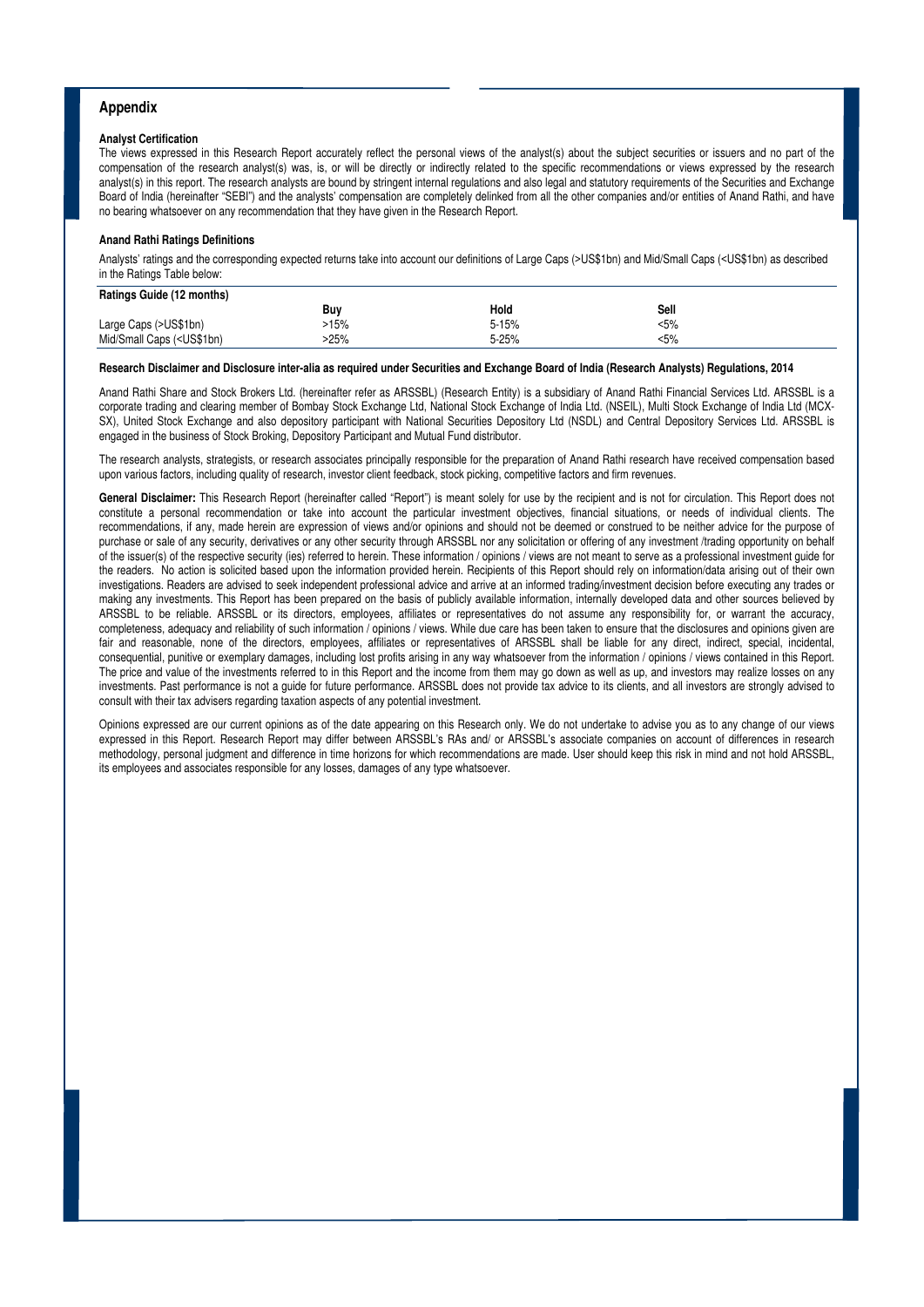## Appendix

### Analyst Certification

The views expressed in this Research Report accurately reflect the personal views of the analyst(s) about the subject securities or issuers and no part of the compensation of the research analyst(s) was, is, or will be directly or indirectly related to the specific recommendations or views expressed by the research analyst(s) in this report. The research analysts are bound by stringent internal regulations and also legal and statutory requirements of the Securities and Exchange Board of India (hereinafter "SEBI") and the analysts' compensation are completely delinked from all the other companies and/or entities of Anand Rathi, and have no bearing whatsoever on any recommendation that they have given in the Research Report.

### Anand Rathi Ratings Definitions

Analysts' ratings and the corresponding expected returns take into account our definitions of Large Caps (>US$1bn) and Mid/Small Caps (<US$1bn) as described in the Ratings Table below:

| Ratings Guide (12 months) | Buy | Hold | Sell |
|---|---|---|---|
| Large Caps (>US$1bn) | >15% | 5-15% | <5% |
| Mid/Small Caps (<US$1bn) | >25% | 5-25% | <5% |

### Research Disclaimer and Disclosure inter-alia as required under Securities and Exchange Board of India (Research Analysts) Regulations, 2014

Anand Rathi Share and Stock Brokers Ltd. (hereinafter refer as ARSSBL) (Research Entity) is a subsidiary of Anand Rathi Financial Services Ltd. ARSSBL is a corporate trading and clearing member of Bombay Stock Exchange Ltd, National Stock Exchange of India Ltd. (NSEIL), Multi Stock Exchange of India Ltd (MCX-SX), United Stock Exchange and also depository participant with National Securities Depository Ltd (NSDL) and Central Depository Services Ltd. ARSSBL is engaged in the business of Stock Broking, Depository Participant and Mutual Fund distributor.

The research analysts, strategists, or research associates principally responsible for the preparation of Anand Rathi research have received compensation based upon various factors, including quality of research, investor client feedback, stock picking, competitive factors and firm revenues.

**General Disclaimer:** This Research Report (hereinafter called "Report") is meant solely for use by the recipient and is not for circulation. This Report does not constitute a personal recommendation or take into account the particular investment objectives, financial situations, or needs of individual clients. The recommendations, if any, made herein are expression of views and/or opinions and should not be deemed or construed to be neither advice for the purpose of purchase or sale of any security, derivatives or any other security through ARSSBL nor any solicitation or offering of any investment /trading opportunity on behalf of the issuer(s) of the respective security (ies) referred to herein. These information / opinions / views are not meant to serve as a professional investment guide for the readers. No action is solicited based upon the information provided herein. Recipients of this Report should rely on information/data arising out of their own investigations. Readers are advised to seek independent professional advice and arrive at an informed trading/investment decision before executing any trades or making any investments. This Report has been prepared on the basis of publicly available information, internally developed data and other sources believed by ARSSBL to be reliable. ARSSBL or its directors, employees, affiliates or representatives do not assume any responsibility for, or warrant the accuracy, completeness, adequacy and reliability of such information / opinions / views. While due care has been taken to ensure that the disclosures and opinions given are fair and reasonable, none of the directors, employees, affiliates or representatives of ARSSBL shall be liable for any direct, indirect, special, incidental, consequential, punitive or exemplary damages, including lost profits arising in any way whatsoever from the information / opinions / views contained in this Report. The price and value of the investments referred to in this Report and the income from them may go down as well as up, and investors may realize losses on any investments. Past performance is not a guide for future performance. ARSSBL does not provide tax advice to its clients, and all investors are strongly advised to consult with their tax advisers regarding taxation aspects of any potential investment.

Opinions expressed are our current opinions as of the date appearing on this Research only. We do not undertake to advise you as to any change of our views expressed in this Report. Research Report may differ between ARSSBL's RAs and/ or ARSSBL's associate companies on account of differences in research methodology, personal judgment and difference in time horizons for which recommendations are made. User should keep this risk in mind and not hold ARSSBL, its employees and associates responsible for any losses, damages of any type whatsoever.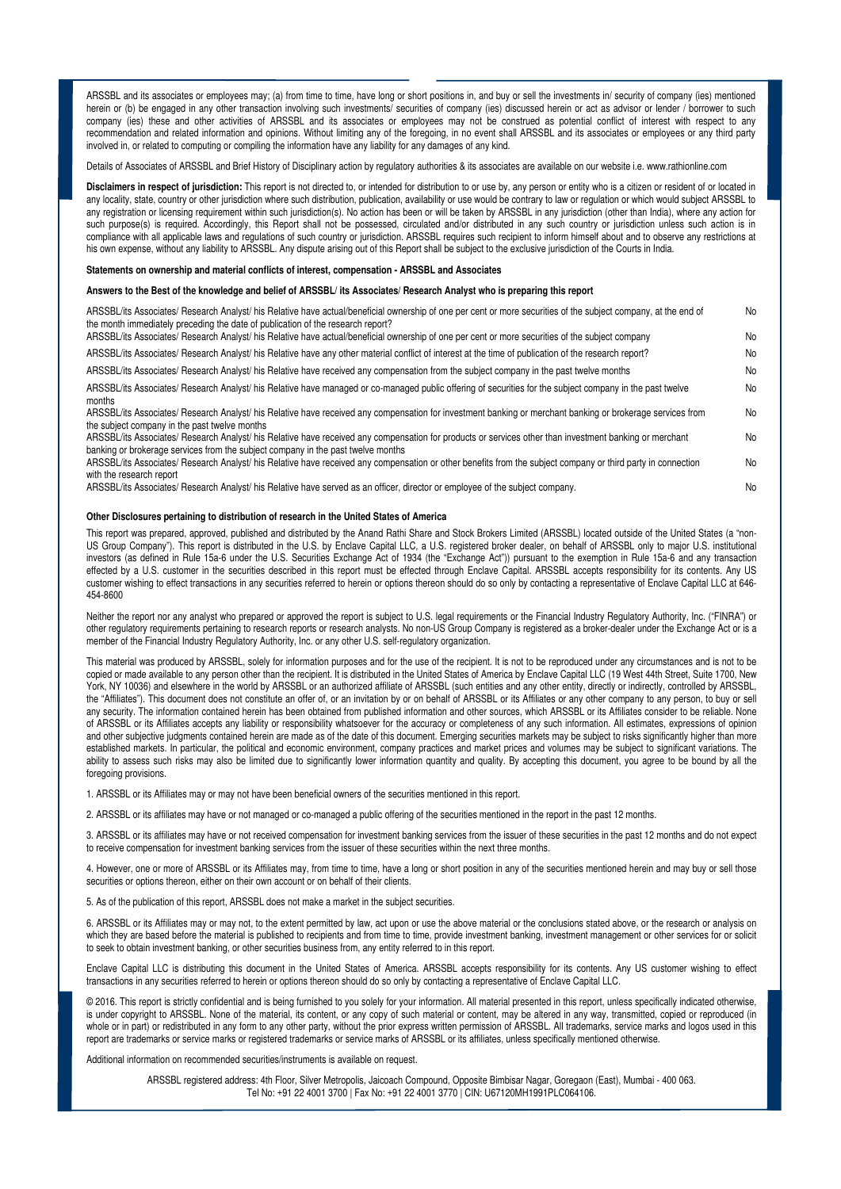ARSSBL and its associates or employees may; (a) from time to time, have long or short positions in, and buy or sell the investments in/ security of company (ies) mentioned herein or (b) be engaged in any other transaction involving such investments/ securities of company (ies) discussed herein or act as advisor or lender / borrower to such company (ies) these and other activities of ARSSBL and its associates or employees may not be construed as potential conflict of interest with respect to any recommendation and related information and opinions. Without limiting any of the foregoing, in no event shall ARSSBL and its associates or employees or any third party involved in, or related to computing or compiling the information have any liability for any damages of any kind.

Details of Associates of ARSSBL and Brief History of Disciplinary action by regulatory authorities & its associates are available on our website i.e. www.rathionline.com

**Disclaimers in respect of jurisdiction:** This report is not directed to, or intended for distribution to or use by, any person or entity who is a citizen or resident of or located in any locality, state, country or other jurisdiction where such distribution, publication, availability or use would be contrary to law or regulation or which would subject ARSSBL to any registration or licensing requirement within such jurisdiction(s). No action has been or will be taken by ARSSBL in any jurisdiction (other than India), where any action for such purpose(s) is required. Accordingly, this Report shall not be possessed, circulated and/or distributed in any such country or jurisdiction unless such action is in compliance with all applicable laws and regulations of such country or jurisdiction. ARSSBL requires such recipient to inform himself about and to observe any restrictions at his own expense, without any liability to ARSSBL. Any dispute arising out of this Report shall be subject to the exclusive jurisdiction of the Courts in India.

**Statements on ownership and material conflicts of interest, compensation - ARSSBL and Associates**

**Answers to the Best of the knowledge and belief of ARSSBL/ its Associates/ Research Analyst who is preparing this report**

| | |
|---|---|
| ARSSBL/its Associates/ Research Analyst/ his Relative have actual/beneficial ownership of one per cent or more securities of the subject company, at the end of the month immediately preceding the date of publication of the research report? | No |
| ARSSBL/its Associates/ Research Analyst/ his Relative have actual/beneficial ownership of one per cent or more securities of the subject company | No |
| ARSSBL/its Associates/ Research Analyst/ his Relative have any other material conflict of interest at the time of publication of the research report? | No |
| ARSSBL/its Associates/ Research Analyst/ his Relative have received any compensation from the subject company in the past twelve months | No |
| ARSSBL/its Associates/ Research Analyst/ his Relative have managed or co-managed public offering of securities for the subject company in the past twelve months | No |
| ARSSBL/its Associates/ Research Analyst/ his Relative have received any compensation for investment banking or merchant banking or brokerage services from the subject company in the past twelve months | No |
| ARSSBL/its Associates/ Research Analyst/ his Relative have received any compensation for products or services other than investment banking or merchant banking or brokerage services from the subject company in the past twelve months | No |
| ARSSBL/its Associates/ Research Analyst/ his Relative have received any compensation or other benefits from the subject company or third party in connection with the research report | No |
| ARSSBL/its Associates/ Research Analyst/ his Relative have served as an officer, director or employee of the subject company. | No |

**Other Disclosures pertaining to distribution of research in the United States of America**

This report was prepared, approved, published and distributed by the Anand Rathi Share and Stock Brokers Limited (ARSSBL) located outside of the United States (a "non-US Group Company"). This report is distributed in the U.S. by Enclave Capital LLC, a U.S. registered broker dealer, on behalf of ARSSBL only to major U.S. institutional investors (as defined in Rule 15a-6 under the U.S. Securities Exchange Act of 1934 (the "Exchange Act")) pursuant to the exemption in Rule 15a-6 and any transaction effected by a U.S. customer in the securities described in this report must be effected through Enclave Capital. ARSSBL accepts responsibility for its contents. Any US customer wishing to effect transactions in any securities referred to herein or options thereon should do so only by contacting a representative of Enclave Capital LLC at 646-454-8600

Neither the report nor any analyst who prepared or approved the report is subject to U.S. legal requirements or the Financial Industry Regulatory Authority, Inc. ("FINRA") or other regulatory requirements pertaining to research reports or research analysts. No non-US Group Company is registered as a broker-dealer under the Exchange Act or is a member of the Financial Industry Regulatory Authority, Inc. or any other U.S. self-regulatory organization.

This material was produced by ARSSBL, solely for information purposes and for the use of the recipient. It is not to be reproduced under any circumstances and is not to be copied or made available to any person other than the recipient. It is distributed in the United States of America by Enclave Capital LLC (19 West 44th Street, Suite 1700, New York, NY 10036) and elsewhere in the world by ARSSBL or an authorized affiliate of ARSSBL (such entities and any other entity, directly or indirectly, controlled by ARSSBL, the "Affiliates"). This document does not constitute an offer of, or an invitation by or on behalf of ARSSBL or its Affiliates or any other company to any person, to buy or sell any security. The information contained herein has been obtained from published information and other sources, which ARSSBL or its Affiliates consider to be reliable. None of ARSSBL or its Affiliates accepts any liability or responsibility whatsoever for the accuracy or completeness of any such information. All estimates, expressions of opinion and other subjective judgments contained herein are made as of the date of this document. Emerging securities markets may be subject to risks significantly higher than more established markets. In particular, the political and economic environment, company practices and market prices and volumes may be subject to significant variations. The ability to assess such risks may also be limited due to significantly lower information quantity and quality. By accepting this document, you agree to be bound by all the foregoing provisions.

1. ARSSBL or its Affiliates may or may not have been beneficial owners of the securities mentioned in this report.

2. ARSSBL or its affiliates may have or not managed or co-managed a public offering of the securities mentioned in the report in the past 12 months.

3. ARSSBL or its affiliates may have or not received compensation for investment banking services from the issuer of these securities in the past 12 months and do not expect to receive compensation for investment banking services from the issuer of these securities within the next three months.

4. However, one or more of ARSSBL or its Affiliates may, from time to time, have a long or short position in any of the securities mentioned herein and may buy or sell those securities or options thereon, either on their own account or on behalf of their clients.

5. As of the publication of this report, ARSSBL does not make a market in the subject securities.

6. ARSSBL or its Affiliates may or may not, to the extent permitted by law, act upon or use the above material or the conclusions stated above, or the research or analysis on which they are based before the material is published to recipients and from time to time, provide investment banking, investment management or other services for or solicit to seek to obtain investment banking, or other securities business from, any entity referred to in this report.

Enclave Capital LLC is distributing this document in the United States of America. ARSSBL accepts responsibility for its contents. Any US customer wishing to effect transactions in any securities referred to herein or options thereon should do so only by contacting a representative of Enclave Capital LLC.

© 2016. This report is strictly confidential and is being furnished to you solely for your information. All material presented in this report, unless specifically indicated otherwise, is under copyright to ARSSBL. None of the material, its content, or any copy of such material or content, may be altered in any way, transmitted, copied or reproduced (in whole or in part) or redistributed in any form to any other party, without the prior express written permission of ARSSBL. All trademarks, service marks and logos used in this report are trademarks or service marks or registered trademarks or service marks of ARSSBL or its affiliates, unless specifically mentioned otherwise.

Additional information on recommended securities/instruments is available on request.

ARSSBL registered address: 4th Floor, Silver Metropolis, Jaicoach Compound, Opposite Bimbisar Nagar, Goregaon (East), Mumbai - 400 063.
Tel No: +91 22 4001 3700 | Fax No: +91 22 4001 3770 | CIN: U67120MH1991PLC064106.